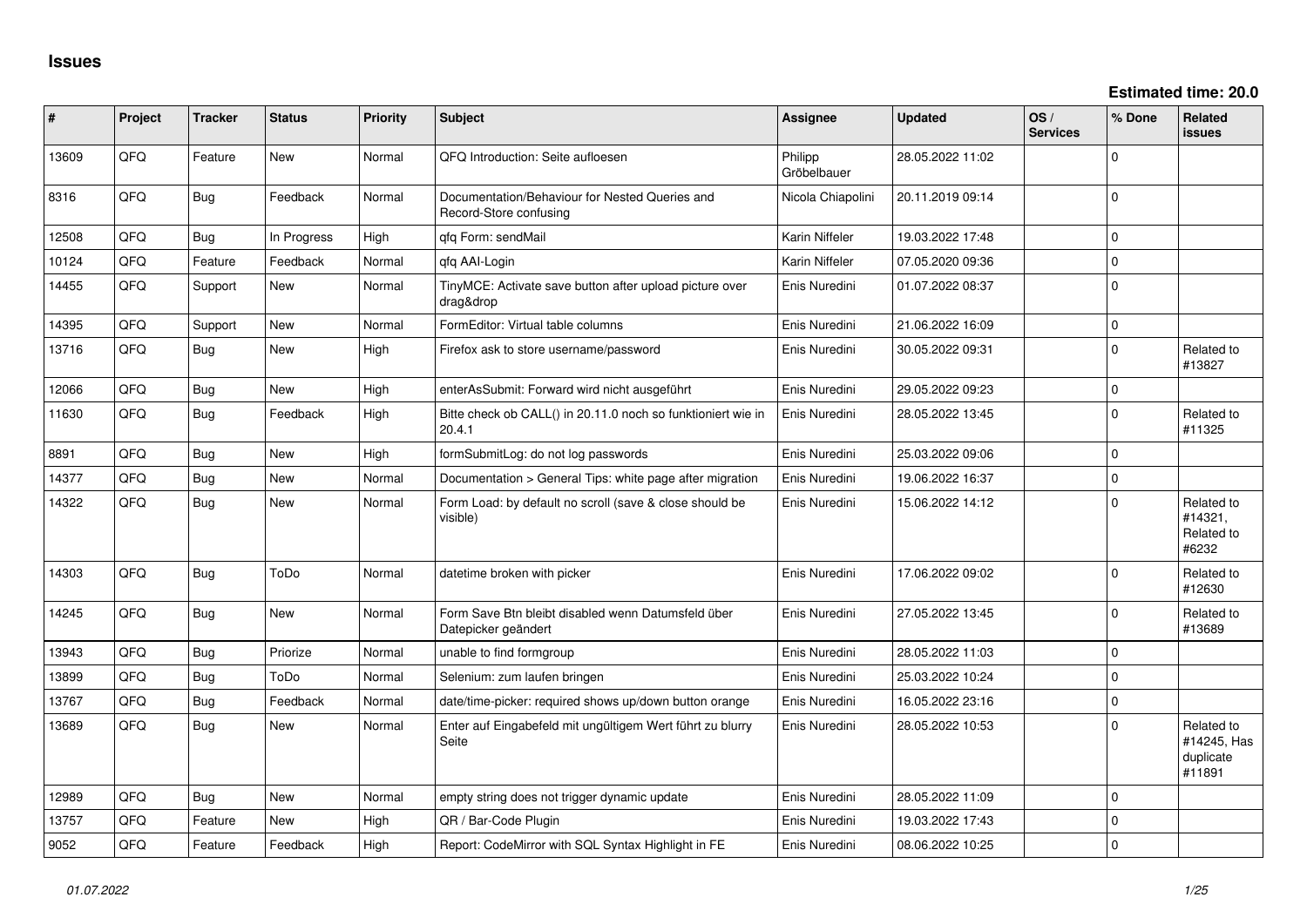# Issues

**Estimated time: 20.0**

| # | Project | Tracker | Status | Priority | Subject | Assignee | Updated | OS / Services | % Done | Related issues |
|---|---|---|---|---|---|---|---|---|---|---|
| 13609 | QFQ | Feature | New | Normal | QFQ Introduction: Seite aufloesen | Philipp Gröbelbauer | 28.05.2022 11:02 | | 0 | |
| 8316 | QFQ | Bug | Feedback | Normal | Documentation/Behaviour for Nested Queries and Record-Store confusing | Nicola Chiapolini | 20.11.2019 09:14 | | 0 | |
| 12508 | QFQ | Bug | In Progress | High | qfq Form: sendMail | Karin Niffeler | 19.03.2022 17:48 | | 0 | |
| 10124 | QFQ | Feature | Feedback | Normal | qfq AAI-Login | Karin Niffeler | 07.05.2020 09:36 | | 0 | |
| 14455 | QFQ | Support | New | Normal | TinyMCE: Activate save button after upload picture over drag&drop | Enis Nuredini | 01.07.2022 08:37 | | 0 | |
| 14395 | QFQ | Support | New | Normal | FormEditor: Virtual table columns | Enis Nuredini | 21.06.2022 16:09 | | 0 | |
| 13716 | QFQ | Bug | New | High | Firefox ask to store username/password | Enis Nuredini | 30.05.2022 09:31 | | 0 | Related to #13827 |
| 12066 | QFQ | Bug | New | High | enterAsSubmit: Forward wird nicht ausgeführt | Enis Nuredini | 29.05.2022 09:23 | | 0 | |
| 11630 | QFQ | Bug | Feedback | High | Bitte check ob CALL() in 20.11.0 noch so funktioniert wie in 20.4.1 | Enis Nuredini | 28.05.2022 13:45 | | 0 | Related to #11325 |
| 8891 | QFQ | Bug | New | High | formSubmitLog: do not log passwords | Enis Nuredini | 25.03.2022 09:06 | | 0 | |
| 14377 | QFQ | Bug | New | Normal | Documentation > General Tips: white page after migration | Enis Nuredini | 19.06.2022 16:37 | | 0 | |
| 14322 | QFQ | Bug | New | Normal | Form Load: by default no scroll (save & close should be visible) | Enis Nuredini | 15.06.2022 14:12 | | 0 | Related to #14321, Related to #6232 |
| 14303 | QFQ | Bug | ToDo | Normal | datetime broken with picker | Enis Nuredini | 17.06.2022 09:02 | | 0 | Related to #12630 |
| 14245 | QFQ | Bug | New | Normal | Form Save Btn bleibt disabled wenn Datumsfeld über Datepicker geändert | Enis Nuredini | 27.05.2022 13:45 | | 0 | Related to #13689 |
| 13943 | QFQ | Bug | Priorize | Normal | unable to find formgroup | Enis Nuredini | 28.05.2022 11:03 | | 0 | |
| 13899 | QFQ | Bug | ToDo | Normal | Selenium: zum laufen bringen | Enis Nuredini | 25.03.2022 10:24 | | 0 | |
| 13767 | QFQ | Bug | Feedback | Normal | date/time-picker: required shows up/down button orange | Enis Nuredini | 16.05.2022 23:16 | | 0 | |
| 13689 | QFQ | Bug | New | Normal | Enter auf Eingabefeld mit ungültigem Wert führt zu blurry Seite | Enis Nuredini | 28.05.2022 10:53 | | 0 | Related to #14245, Has duplicate #11891 |
| 12989 | QFQ | Bug | New | Normal | empty string does not trigger dynamic update | Enis Nuredini | 28.05.2022 11:09 | | 0 | |
| 13757 | QFQ | Feature | New | High | QR / Bar-Code Plugin | Enis Nuredini | 19.03.2022 17:43 | | 0 | |
| 9052 | QFQ | Feature | Feedback | High | Report: CodeMirror with SQL Syntax Highlight in FE | Enis Nuredini | 08.06.2022 10:25 | | 0 | |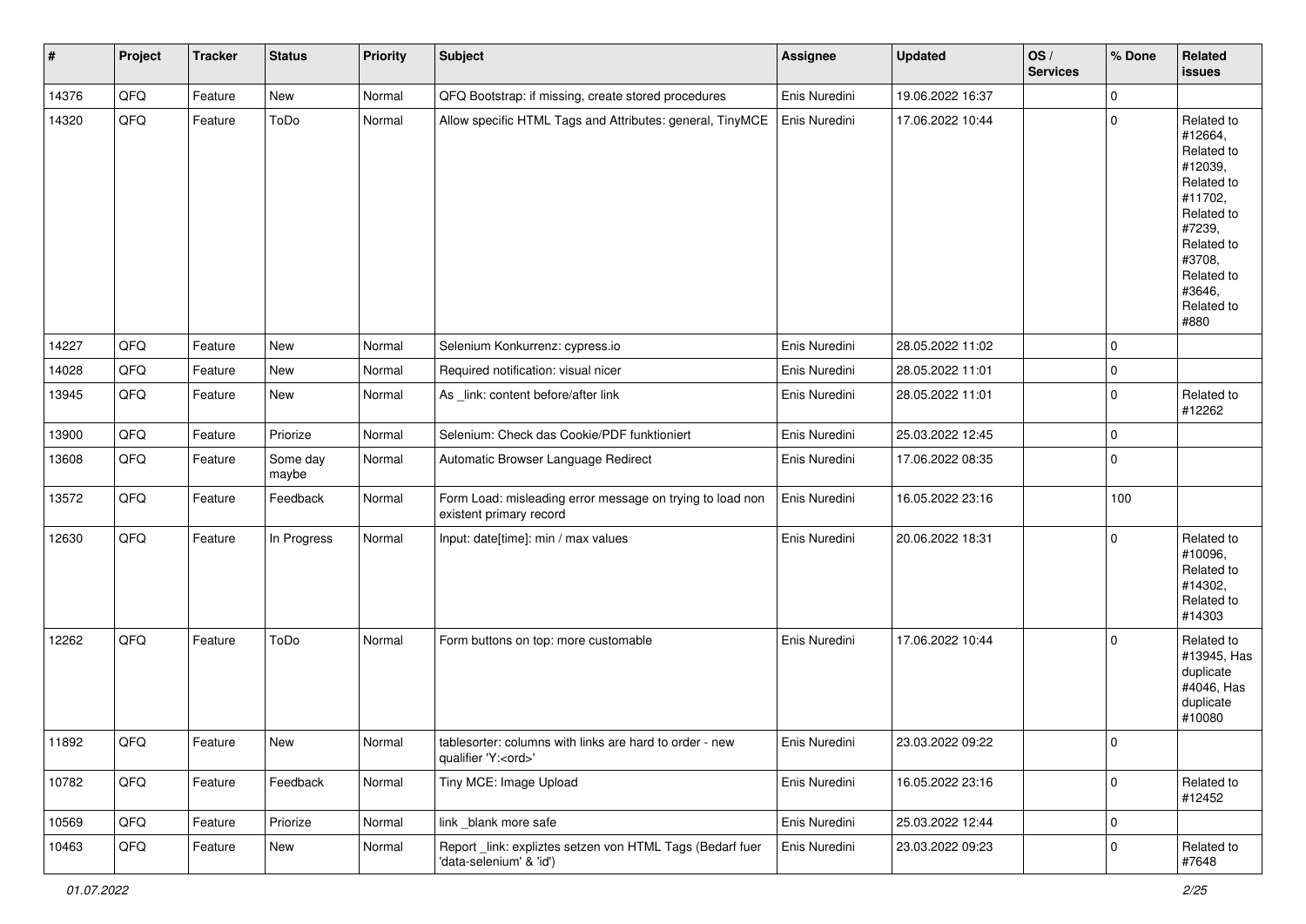| # | Project | Tracker | Status | Priority | Subject | Assignee | Updated | OS / Services | % Done | Related issues |
|---|---|---|---|---|---|---|---|---|---|---|
| 14376 | QFQ | Feature | New | Normal | QFQ Bootstrap: if missing, create stored procedures | Enis Nuredini | 19.06.2022 16:37 | | 0 | |
| 14320 | QFQ | Feature | ToDo | Normal | Allow specific HTML Tags and Attributes: general, TinyMCE | Enis Nuredini | 17.06.2022 10:44 | | 0 | Related to #12664, Related to #12039, Related to #11702, Related to #7239, Related to #3708, Related to #3646, Related to #880 |
| 14227 | QFQ | Feature | New | Normal | Selenium Konkurrenz: cypress.io | Enis Nuredini | 28.05.2022 11:02 | | 0 | |
| 14028 | QFQ | Feature | New | Normal | Required notification: visual nicer | Enis Nuredini | 28.05.2022 11:01 | | 0 | |
| 13945 | QFQ | Feature | New | Normal | As _link: content before/after link | Enis Nuredini | 28.05.2022 11:01 | | 0 | Related to #12262 |
| 13900 | QFQ | Feature | Priorize | Normal | Selenium: Check das Cookie/PDF funktioniert | Enis Nuredini | 25.03.2022 12:45 | | 0 | |
| 13608 | QFQ | Feature | Some day maybe | Normal | Automatic Browser Language Redirect | Enis Nuredini | 17.06.2022 08:35 | | 0 | |
| 13572 | QFQ | Feature | Feedback | Normal | Form Load: misleading error message on trying to load non existent primary record | Enis Nuredini | 16.05.2022 23:16 | | 100 | |
| 12630 | QFQ | Feature | In Progress | Normal | Input: date[time]: min / max values | Enis Nuredini | 20.06.2022 18:31 | | 0 | Related to #10096, Related to #14302, Related to #14303 |
| 12262 | QFQ | Feature | ToDo | Normal | Form buttons on top: more customable | Enis Nuredini | 17.06.2022 10:44 | | 0 | Related to #13945, Has duplicate #4046, Has duplicate #10080 |
| 11892 | QFQ | Feature | New | Normal | tablesorter: columns with links are hard to order - new qualifier 'Y:<ord>' | Enis Nuredini | 23.03.2022 09:22 | | 0 | |
| 10782 | QFQ | Feature | Feedback | Normal | Tiny MCE: Image Upload | Enis Nuredini | 16.05.2022 23:16 | | 0 | Related to #12452 |
| 10569 | QFQ | Feature | Priorize | Normal | link _blank more safe | Enis Nuredini | 25.03.2022 12:44 | | 0 | |
| 10463 | QFQ | Feature | New | Normal | Report _link: expliztes setzen von HTML Tags (Bedarf fuer 'data-selenium' & 'id') | Enis Nuredini | 23.03.2022 09:23 | | 0 | Related to #7648 |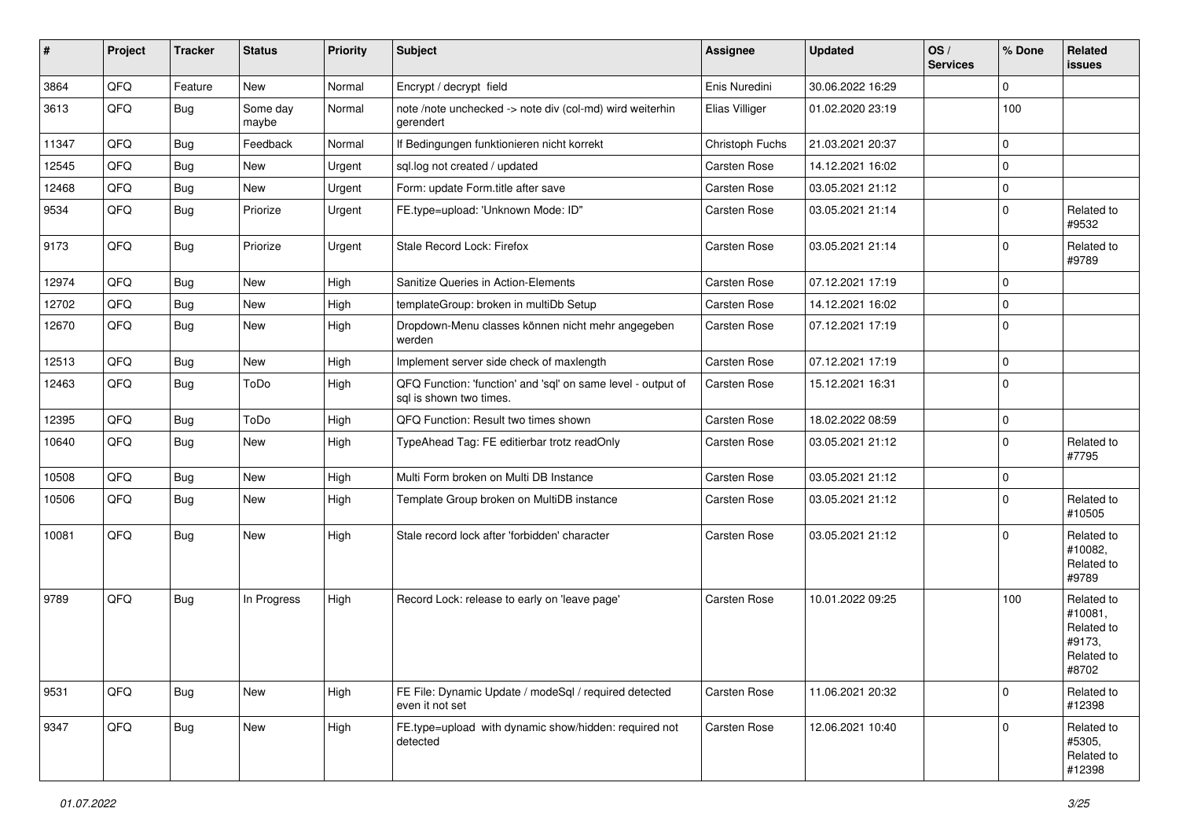| # | Project | Tracker | Status | Priority | Subject | Assignee | Updated | OS / Services | % Done | Related issues |
|---|---|---|---|---|---|---|---|---|---|---|
| 3864 | QFQ | Feature | New | Normal | Encrypt / decrypt field | Enis Nuredini | 30.06.2022 16:29 | | 0 | |
| 3613 | QFQ | Bug | Some day maybe | Normal | note /note unchecked -> note div (col-md) wird weiterhin gerendert | Elias Villiger | 01.02.2020 23:19 | | 100 | |
| 11347 | QFQ | Bug | Feedback | Normal | If Bedingungen funktionieren nicht korrekt | Christoph Fuchs | 21.03.2021 20:37 | | 0 | |
| 12545 | QFQ | Bug | New | Urgent | sql.log not created / updated | Carsten Rose | 14.12.2021 16:02 | | 0 | |
| 12468 | QFQ | Bug | New | Urgent | Form: update Form.title after save | Carsten Rose | 03.05.2021 21:12 | | 0 | |
| 9534 | QFQ | Bug | Priorize | Urgent | FE.type=upload: 'Unknown Mode: ID" | Carsten Rose | 03.05.2021 21:14 | | 0 | Related to #9532 |
| 9173 | QFQ | Bug | Priorize | Urgent | Stale Record Lock: Firefox | Carsten Rose | 03.05.2021 21:14 | | 0 | Related to #9789 |
| 12974 | QFQ | Bug | New | High | Sanitize Queries in Action-Elements | Carsten Rose | 07.12.2021 17:19 | | 0 | |
| 12702 | QFQ | Bug | New | High | templateGroup: broken in multiDb Setup | Carsten Rose | 14.12.2021 16:02 | | 0 | |
| 12670 | QFQ | Bug | New | High | Dropdown-Menu classes können nicht mehr angegeben werden | Carsten Rose | 07.12.2021 17:19 | | 0 | |
| 12513 | QFQ | Bug | New | High | Implement server side check of maxlength | Carsten Rose | 07.12.2021 17:19 | | 0 | |
| 12463 | QFQ | Bug | ToDo | High | QFQ Function: 'function' and 'sql' on same level - output of sql is shown two times. | Carsten Rose | 15.12.2021 16:31 | | 0 | |
| 12395 | QFQ | Bug | ToDo | High | QFQ Function: Result two times shown | Carsten Rose | 18.02.2022 08:59 | | 0 | |
| 10640 | QFQ | Bug | New | High | TypeAhead Tag: FE editierbar trotz readOnly | Carsten Rose | 03.05.2021 21:12 | | 0 | Related to #7795 |
| 10508 | QFQ | Bug | New | High | Multi Form broken on Multi DB Instance | Carsten Rose | 03.05.2021 21:12 | | 0 | |
| 10506 | QFQ | Bug | New | High | Template Group broken on MultiDB instance | Carsten Rose | 03.05.2021 21:12 | | 0 | Related to #10505 |
| 10081 | QFQ | Bug | New | High | Stale record lock after 'forbidden' character | Carsten Rose | 03.05.2021 21:12 | | 0 | Related to #10082, Related to #9789 |
| 9789 | QFQ | Bug | In Progress | High | Record Lock: release to early on 'leave page' | Carsten Rose | 10.01.2022 09:25 | | 100 | Related to #10081, Related to #9173, Related to #8702 |
| 9531 | QFQ | Bug | New | High | FE File: Dynamic Update / modeSql / required detected even it not set | Carsten Rose | 11.06.2021 20:32 | | 0 | Related to #12398 |
| 9347 | QFQ | Bug | New | High | FE.type=upload with dynamic show/hidden: required not detected | Carsten Rose | 12.06.2021 10:40 | | 0 | Related to #5305, Related to #12398 |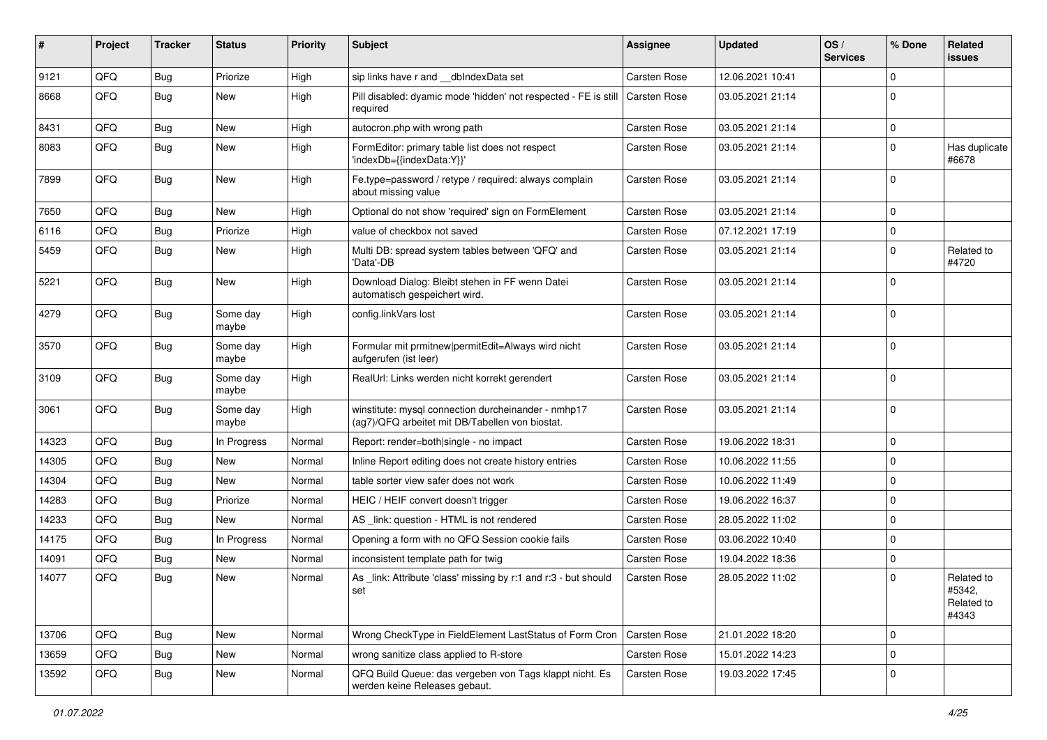| # | Project | Tracker | Status | Priority | Subject | Assignee | Updated | OS / Services | % Done | Related issues |
|---|---|---|---|---|---|---|---|---|---|---|
| 9121 | QFQ | Bug | Priorize | High | sip links have r and __dbIndexData set | Carsten Rose | 12.06.2021 10:41 | | 0 | |
| 8668 | QFQ | Bug | New | High | Pill disabled: dyamic mode 'hidden' not respected - FE is still required | Carsten Rose | 03.05.2021 21:14 | | 0 | |
| 8431 | QFQ | Bug | New | High | autocron.php with wrong path | Carsten Rose | 03.05.2021 21:14 | | 0 | |
| 8083 | QFQ | Bug | New | High | FormEditor: primary table list does not respect 'indexDb={{indexData:Y}}' | Carsten Rose | 03.05.2021 21:14 | | 0 | Has duplicate #6678 |
| 7899 | QFQ | Bug | New | High | Fe.type=password / retype / required: always complain about missing value | Carsten Rose | 03.05.2021 21:14 | | 0 | |
| 7650 | QFQ | Bug | New | High | Optional do not show 'required' sign on FormElement | Carsten Rose | 03.05.2021 21:14 | | 0 | |
| 6116 | QFQ | Bug | Priorize | High | value of checkbox not saved | Carsten Rose | 07.12.2021 17:19 | | 0 | |
| 5459 | QFQ | Bug | New | High | Multi DB: spread system tables between 'QFQ' and 'Data'-DB | Carsten Rose | 03.05.2021 21:14 | | 0 | Related to #4720 |
| 5221 | QFQ | Bug | New | High | Download Dialog: Bleibt stehen in FF wenn Datei automatisch gespeichert wird. | Carsten Rose | 03.05.2021 21:14 | | 0 | |
| 4279 | QFQ | Bug | Some day maybe | High | config.linkVars lost | Carsten Rose | 03.05.2021 21:14 | | 0 | |
| 3570 | QFQ | Bug | Some day maybe | High | Formular mit prmitnew\|permitEdit=Always wird nicht aufgerufen (ist leer) | Carsten Rose | 03.05.2021 21:14 | | 0 | |
| 3109 | QFQ | Bug | Some day maybe | High | RealUrl: Links werden nicht korrekt gerendert | Carsten Rose | 03.05.2021 21:14 | | 0 | |
| 3061 | QFQ | Bug | Some day maybe | High | winstitute: mysql connection durcheinander - nmhp17 (ag7)/QFQ arbeitet mit DB/Tabellen von biostat. | Carsten Rose | 03.05.2021 21:14 | | 0 | |
| 14323 | QFQ | Bug | In Progress | Normal | Report: render=both\|single - no impact | Carsten Rose | 19.06.2022 18:31 | | 0 | |
| 14305 | QFQ | Bug | New | Normal | Inline Report editing does not create history entries | Carsten Rose | 10.06.2022 11:55 | | 0 | |
| 14304 | QFQ | Bug | New | Normal | table sorter view safer does not work | Carsten Rose | 10.06.2022 11:49 | | 0 | |
| 14283 | QFQ | Bug | Priorize | Normal | HEIC / HEIF convert doesn't trigger | Carsten Rose | 19.06.2022 16:37 | | 0 | |
| 14233 | QFQ | Bug | New | Normal | AS _link: question - HTML is not rendered | Carsten Rose | 28.05.2022 11:02 | | 0 | |
| 14175 | QFQ | Bug | In Progress | Normal | Opening a form with no QFQ Session cookie fails | Carsten Rose | 03.06.2022 10:40 | | 0 | |
| 14091 | QFQ | Bug | New | Normal | inconsistent template path for twig | Carsten Rose | 19.04.2022 18:36 | | 0 | |
| 14077 | QFQ | Bug | New | Normal | As _link: Attribute 'class' missing by r:1 and r:3 - but should set | Carsten Rose | 28.05.2022 11:02 | | 0 | Related to #5342, Related to #4343 |
| 13706 | QFQ | Bug | New | Normal | Wrong CheckType in FieldElement LastStatus of Form Cron | Carsten Rose | 21.01.2022 18:20 | | 0 | |
| 13659 | QFQ | Bug | New | Normal | wrong sanitize class applied to R-store | Carsten Rose | 15.01.2022 14:23 | | 0 | |
| 13592 | QFQ | Bug | New | Normal | QFQ Build Queue: das vergeben von Tags klappt nicht. Es werden keine Releases gebaut. | Carsten Rose | 19.03.2022 17:45 | | 0 | |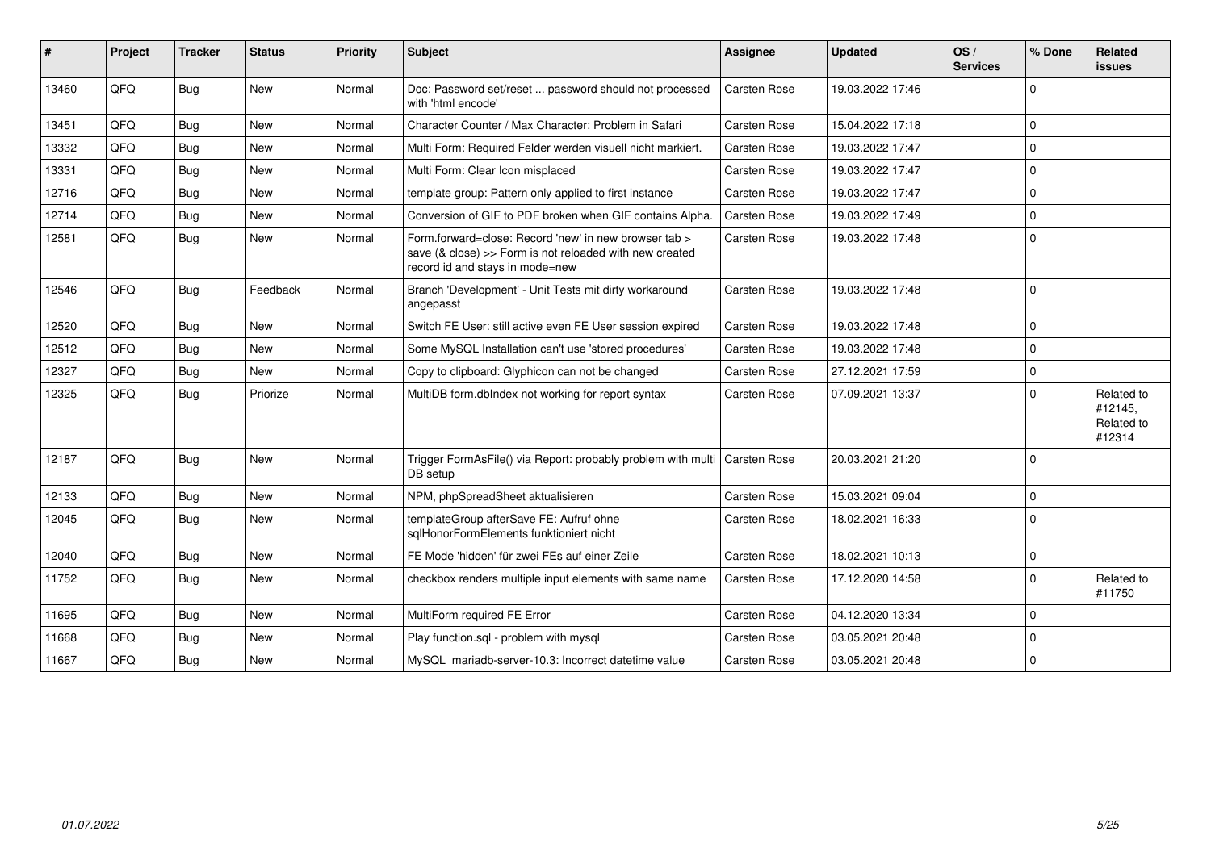| # | Project | Tracker | Status | Priority | Subject | Assignee | Updated | OS / Services | % Done | Related issues |
|---|---|---|---|---|---|---|---|---|---|---|
| 13460 | QFQ | Bug | New | Normal | Doc: Password set/reset ... password should not processed with 'html encode' | Carsten Rose | 19.03.2022 17:46 | | 0 | |
| 13451 | QFQ | Bug | New | Normal | Character Counter / Max Character: Problem in Safari | Carsten Rose | 15.04.2022 17:18 | | 0 | |
| 13332 | QFQ | Bug | New | Normal | Multi Form: Required Felder werden visuell nicht markiert. | Carsten Rose | 19.03.2022 17:47 | | 0 | |
| 13331 | QFQ | Bug | New | Normal | Multi Form: Clear Icon misplaced | Carsten Rose | 19.03.2022 17:47 | | 0 | |
| 12716 | QFQ | Bug | New | Normal | template group: Pattern only applied to first instance | Carsten Rose | 19.03.2022 17:47 | | 0 | |
| 12714 | QFQ | Bug | New | Normal | Conversion of GIF to PDF broken when GIF contains Alpha. | Carsten Rose | 19.03.2022 17:49 | | 0 | |
| 12581 | QFQ | Bug | New | Normal | Form.forward=close: Record 'new' in new browser tab > save (& close) >> Form is not reloaded with new created record id and stays in mode=new | Carsten Rose | 19.03.2022 17:48 | | 0 | |
| 12546 | QFQ | Bug | Feedback | Normal | Branch 'Development' - Unit Tests mit dirty workaround angepasst | Carsten Rose | 19.03.2022 17:48 | | 0 | |
| 12520 | QFQ | Bug | New | Normal | Switch FE User: still active even FE User session expired | Carsten Rose | 19.03.2022 17:48 | | 0 | |
| 12512 | QFQ | Bug | New | Normal | Some MySQL Installation can't use 'stored procedures' | Carsten Rose | 19.03.2022 17:48 | | 0 | |
| 12327 | QFQ | Bug | New | Normal | Copy to clipboard: Glyphicon can not be changed | Carsten Rose | 27.12.2021 17:59 | | 0 | |
| 12325 | QFQ | Bug | Priorize | Normal | MultiDB form.dbIndex not working for report syntax | Carsten Rose | 07.09.2021 13:37 | | 0 | Related to #12145, Related to #12314 |
| 12187 | QFQ | Bug | New | Normal | Trigger FormAsFile() via Report: probably problem with multi DB setup | Carsten Rose | 20.03.2021 21:20 | | 0 | |
| 12133 | QFQ | Bug | New | Normal | NPM, phpSpreadSheet aktualisieren | Carsten Rose | 15.03.2021 09:04 | | 0 | |
| 12045 | QFQ | Bug | New | Normal | templateGroup afterSave FE: Aufruf ohne sqlHonorFormElements funktioniert nicht | Carsten Rose | 18.02.2021 16:33 | | 0 | |
| 12040 | QFQ | Bug | New | Normal | FE Mode 'hidden' für zwei FEs auf einer Zeile | Carsten Rose | 18.02.2021 10:13 | | 0 | |
| 11752 | QFQ | Bug | New | Normal | checkbox renders multiple input elements with same name | Carsten Rose | 17.12.2020 14:58 | | 0 | Related to #11750 |
| 11695 | QFQ | Bug | New | Normal | MultiForm required FE Error | Carsten Rose | 04.12.2020 13:34 | | 0 | |
| 11668 | QFQ | Bug | New | Normal | Play function.sql - problem with mysql | Carsten Rose | 03.05.2021 20:48 | | 0 | |
| 11667 | QFQ | Bug | New | Normal | MySQL mariadb-server-10.3: Incorrect datetime value | Carsten Rose | 03.05.2021 20:48 | | 0 | |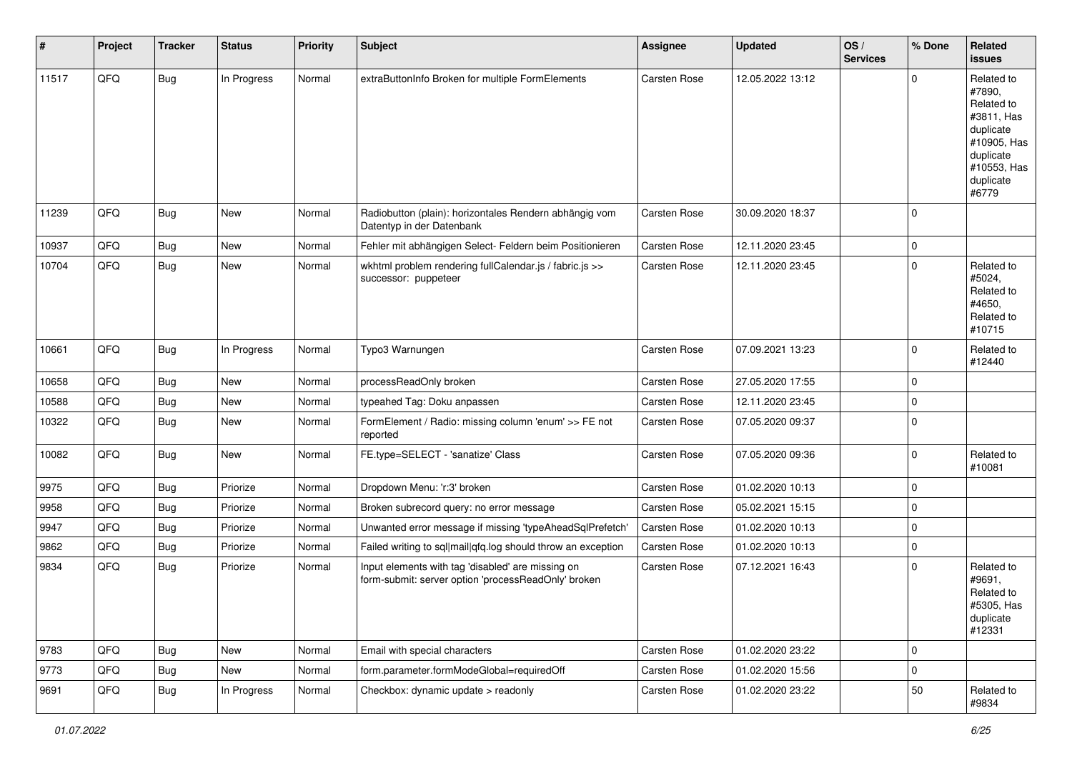| # | Project | Tracker | Status | Priority | Subject | Assignee | Updated | OS / Services | % Done | Related issues |
|---|---|---|---|---|---|---|---|---|---|---|
| 11517 | QFQ | Bug | In Progress | Normal | extraButtonInfo Broken for multiple FormElements | Carsten Rose | 12.05.2022 13:12 | | 0 | Related to #7890, Related to #3811, Has duplicate #10905, Has duplicate #10553, Has duplicate #6779 |
| 11239 | QFQ | Bug | New | Normal | Radiobutton (plain): horizontales Rendern abhängig vom Datentyp in der Datenbank | Carsten Rose | 30.09.2020 18:37 | | 0 | |
| 10937 | QFQ | Bug | New | Normal | Fehler mit abhängigen Select- Feldern beim Positionieren | Carsten Rose | 12.11.2020 23:45 | | 0 | |
| 10704 | QFQ | Bug | New | Normal | wkhtml problem rendering fullCalendar.js / fabric.js >> successor: puppeteer | Carsten Rose | 12.11.2020 23:45 | | 0 | Related to #5024, Related to #4650, Related to #10715 |
| 10661 | QFQ | Bug | In Progress | Normal | Typo3 Warnungen | Carsten Rose | 07.09.2021 13:23 | | 0 | Related to #12440 |
| 10658 | QFQ | Bug | New | Normal | processReadOnly broken | Carsten Rose | 27.05.2020 17:55 | | 0 | |
| 10588 | QFQ | Bug | New | Normal | typeahed Tag: Doku anpassen | Carsten Rose | 12.11.2020 23:45 | | 0 | |
| 10322 | QFQ | Bug | New | Normal | FormElement / Radio: missing column 'enum' >> FE not reported | Carsten Rose | 07.05.2020 09:37 | | 0 | |
| 10082 | QFQ | Bug | New | Normal | FE.type=SELECT - 'sanatize' Class | Carsten Rose | 07.05.2020 09:36 | | 0 | Related to #10081 |
| 9975 | QFQ | Bug | Priorize | Normal | Dropdown Menu: 'r:3' broken | Carsten Rose | 01.02.2020 10:13 | | 0 | |
| 9958 | QFQ | Bug | Priorize | Normal | Broken subrecord query: no error message | Carsten Rose | 05.02.2021 15:15 | | 0 | |
| 9947 | QFQ | Bug | Priorize | Normal | Unwanted error message if missing 'typeAheadSqlPrefetch' | Carsten Rose | 01.02.2020 10:13 | | 0 | |
| 9862 | QFQ | Bug | Priorize | Normal | Failed writing to sql\|mail\|qfq.log should throw an exception | Carsten Rose | 01.02.2020 10:13 | | 0 | |
| 9834 | QFQ | Bug | Priorize | Normal | Input elements with tag 'disabled' are missing on form-submit: server option 'processReadOnly' broken | Carsten Rose | 07.12.2021 16:43 | | 0 | Related to #9691, Related to #5305, Has duplicate #12331 |
| 9783 | QFQ | Bug | New | Normal | Email with special characters | Carsten Rose | 01.02.2020 23:22 | | 0 | |
| 9773 | QFQ | Bug | New | Normal | form.parameter.formModeGlobal=requiredOff | Carsten Rose | 01.02.2020 15:56 | | 0 | |
| 9691 | QFQ | Bug | In Progress | Normal | Checkbox: dynamic update > readonly | Carsten Rose | 01.02.2020 23:22 | | 50 | Related to #9834 |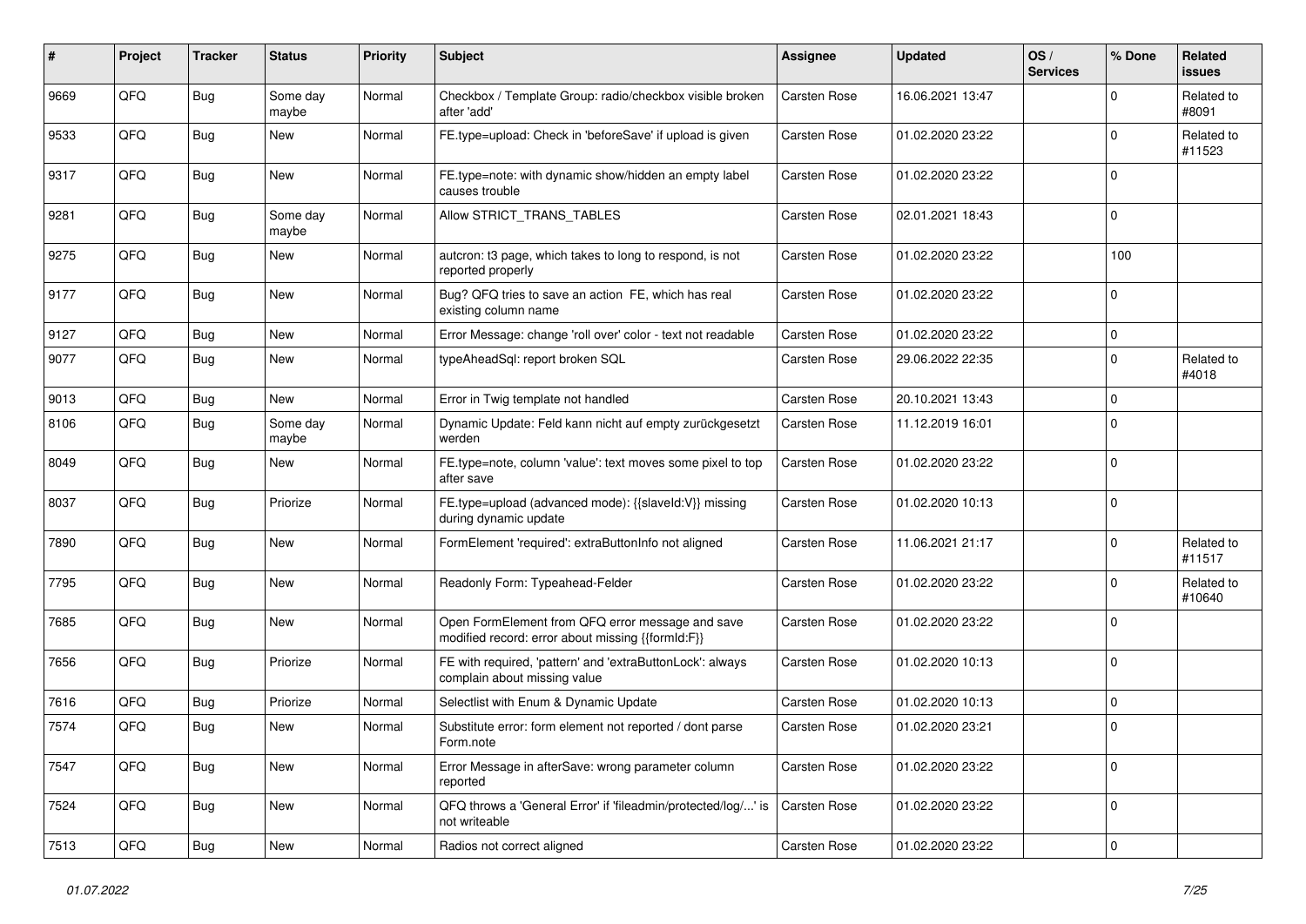| # | Project | Tracker | Status | Priority | Subject | Assignee | Updated | OS / Services | % Done | Related issues |
|---|---|---|---|---|---|---|---|---|---|---|
| 9669 | QFQ | Bug | Some day maybe | Normal | Checkbox / Template Group: radio/checkbox visible broken after 'add' | Carsten Rose | 16.06.2021 13:47 | | 0 | Related to #8091 |
| 9533 | QFQ | Bug | New | Normal | FE.type=upload: Check in 'beforeSave' if upload is given | Carsten Rose | 01.02.2020 23:22 | | 0 | Related to #11523 |
| 9317 | QFQ | Bug | New | Normal | FE.type=note: with dynamic show/hidden an empty label causes trouble | Carsten Rose | 01.02.2020 23:22 | | 0 | |
| 9281 | QFQ | Bug | Some day maybe | Normal | Allow STRICT_TRANS_TABLES | Carsten Rose | 02.01.2021 18:43 | | 0 | |
| 9275 | QFQ | Bug | New | Normal | autcron: t3 page, which takes to long to respond, is not reported properly | Carsten Rose | 01.02.2020 23:22 | | 100 | |
| 9177 | QFQ | Bug | New | Normal | Bug? QFQ tries to save an action FE, which has real existing column name | Carsten Rose | 01.02.2020 23:22 | | 0 | |
| 9127 | QFQ | Bug | New | Normal | Error Message: change 'roll over' color - text not readable | Carsten Rose | 01.02.2020 23:22 | | 0 | |
| 9077 | QFQ | Bug | New | Normal | typeAheadSql: report broken SQL | Carsten Rose | 29.06.2022 22:35 | | 0 | Related to #4018 |
| 9013 | QFQ | Bug | New | Normal | Error in Twig template not handled | Carsten Rose | 20.10.2021 13:43 | | 0 | |
| 8106 | QFQ | Bug | Some day maybe | Normal | Dynamic Update: Feld kann nicht auf empty zurückgesetzt werden | Carsten Rose | 11.12.2019 16:01 | | 0 | |
| 8049 | QFQ | Bug | New | Normal | FE.type=note, column 'value': text moves some pixel to top after save | Carsten Rose | 01.02.2020 23:22 | | 0 | |
| 8037 | QFQ | Bug | Priorize | Normal | FE.type=upload (advanced mode): {{slaveId:V}} missing during dynamic update | Carsten Rose | 01.02.2020 10:13 | | 0 | |
| 7890 | QFQ | Bug | New | Normal | FormElement 'required': extraButtonInfo not aligned | Carsten Rose | 11.06.2021 21:17 | | 0 | Related to #11517 |
| 7795 | QFQ | Bug | New | Normal | Readonly Form: Typeahead-Felder | Carsten Rose | 01.02.2020 23:22 | | 0 | Related to #10640 |
| 7685 | QFQ | Bug | New | Normal | Open FormElement from QFQ error message and save modified record: error about missing {{formId:F}} | Carsten Rose | 01.02.2020 23:22 | | 0 | |
| 7656 | QFQ | Bug | Priorize | Normal | FE with required, 'pattern' and 'extraButtonLock': always complain about missing value | Carsten Rose | 01.02.2020 10:13 | | 0 | |
| 7616 | QFQ | Bug | Priorize | Normal | Selectlist with Enum & Dynamic Update | Carsten Rose | 01.02.2020 10:13 | | 0 | |
| 7574 | QFQ | Bug | New | Normal | Substitute error: form element not reported / dont parse Form.note | Carsten Rose | 01.02.2020 23:21 | | 0 | |
| 7547 | QFQ | Bug | New | Normal | Error Message in afterSave: wrong parameter column reported | Carsten Rose | 01.02.2020 23:22 | | 0 | |
| 7524 | QFQ | Bug | New | Normal | QFQ throws a 'General Error' if 'fileadmin/protected/log/...' is not writeable | Carsten Rose | 01.02.2020 23:22 | | 0 | |
| 7513 | QFQ | Bug | New | Normal | Radios not correct aligned | Carsten Rose | 01.02.2020 23:22 | | 0 | |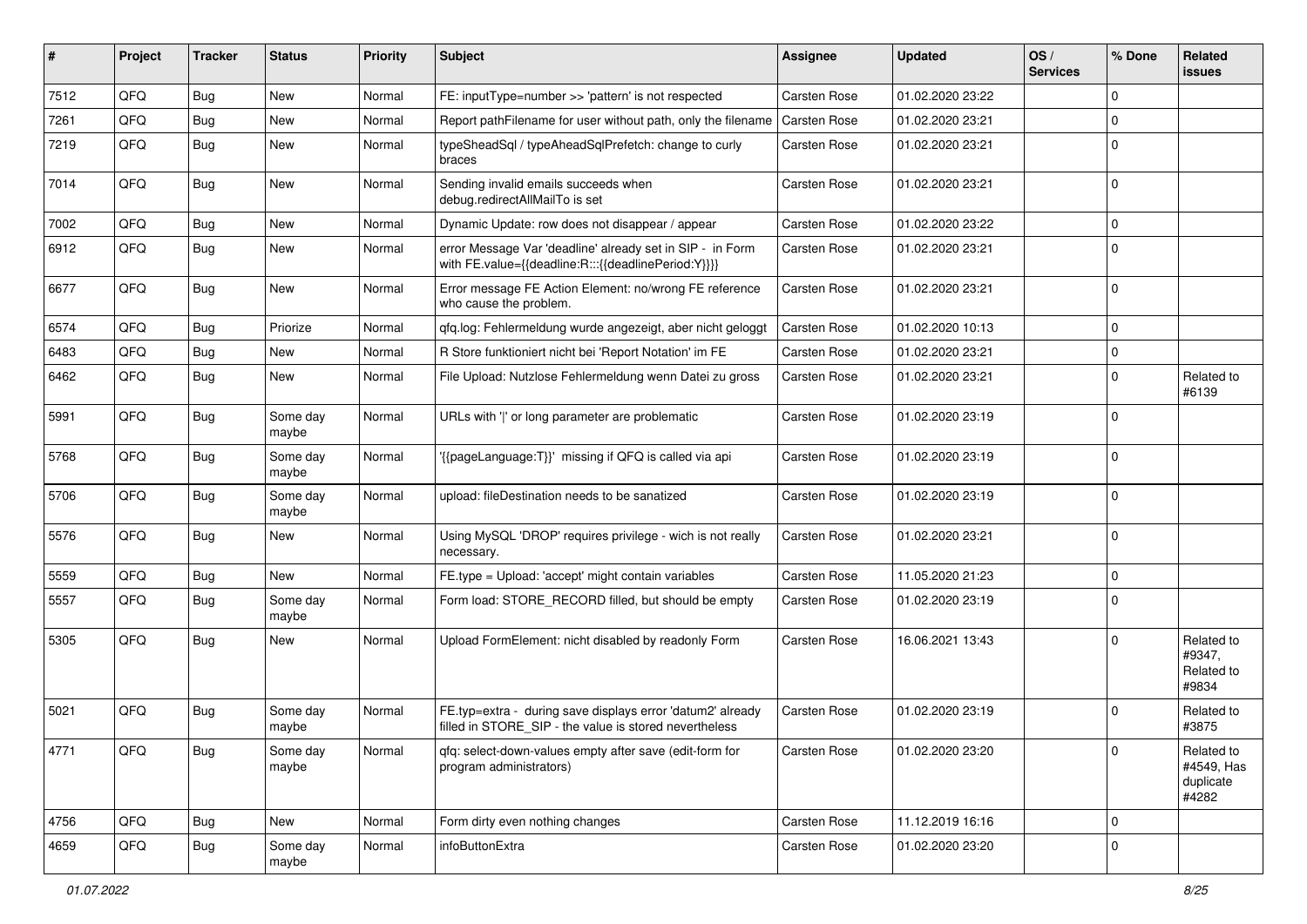| # | Project | Tracker | Status | Priority | Subject | Assignee | Updated | OS / Services | % Done | Related issues |
|---|---|---|---|---|---|---|---|---|---|---|
| 7512 | QFQ | Bug | New | Normal | FE: inputType=number >> 'pattern' is not respected | Carsten Rose | 01.02.2020 23:22 | | 0 | |
| 7261 | QFQ | Bug | New | Normal | Report pathFilename for user without path, only the filename | Carsten Rose | 01.02.2020 23:21 | | 0 | |
| 7219 | QFQ | Bug | New | Normal | typeSheadSql / typeAheadSqlPrefetch: change to curly braces | Carsten Rose | 01.02.2020 23:21 | | 0 | |
| 7014 | QFQ | Bug | New | Normal | Sending invalid emails succeeds when debug.redirectAllMailTo is set | Carsten Rose | 01.02.2020 23:21 | | 0 | |
| 7002 | QFQ | Bug | New | Normal | Dynamic Update: row does not disappear / appear | Carsten Rose | 01.02.2020 23:22 | | 0 | |
| 6912 | QFQ | Bug | New | Normal | error Message Var 'deadline' already set in SIP - in Form with FE.value={{deadline:R:::{{deadlinePeriod:Y}}}} | Carsten Rose | 01.02.2020 23:21 | | 0 | |
| 6677 | QFQ | Bug | New | Normal | Error message FE Action Element: no/wrong FE reference who cause the problem. | Carsten Rose | 01.02.2020 23:21 | | 0 | |
| 6574 | QFQ | Bug | Priorize | Normal | qfq.log: Fehlermeldung wurde angezeigt, aber nicht geloggt | Carsten Rose | 01.02.2020 10:13 | | 0 | |
| 6483 | QFQ | Bug | New | Normal | R Store funktioniert nicht bei 'Report Notation' im FE | Carsten Rose | 01.02.2020 23:21 | | 0 | |
| 6462 | QFQ | Bug | New | Normal | File Upload: Nutzlose Fehlermeldung wenn Datei zu gross | Carsten Rose | 01.02.2020 23:21 | | 0 | Related to #6139 |
| 5991 | QFQ | Bug | Some day maybe | Normal | URLs with '\|' or long parameter are problematic | Carsten Rose | 01.02.2020 23:19 | | 0 | |
| 5768 | QFQ | Bug | Some day maybe | Normal | '{{pageLanguage:T}}' missing if QFQ is called via api | Carsten Rose | 01.02.2020 23:19 | | 0 | |
| 5706 | QFQ | Bug | Some day maybe | Normal | upload: fileDestination needs to be sanatized | Carsten Rose | 01.02.2020 23:19 | | 0 | |
| 5576 | QFQ | Bug | New | Normal | Using MySQL 'DROP' requires privilege - wich is not really necessary. | Carsten Rose | 01.02.2020 23:21 | | 0 | |
| 5559 | QFQ | Bug | New | Normal | FE.type = Upload: 'accept' might contain variables | Carsten Rose | 11.05.2020 21:23 | | 0 | |
| 5557 | QFQ | Bug | Some day maybe | Normal | Form load: STORE_RECORD filled, but should be empty | Carsten Rose | 01.02.2020 23:19 | | 0 | |
| 5305 | QFQ | Bug | New | Normal | Upload FormElement: nicht disabled by readonly Form | Carsten Rose | 16.06.2021 13:43 | | 0 | Related to #9347, Related to #9834 |
| 5021 | QFQ | Bug | Some day maybe | Normal | FE.typ=extra - during save displays error 'datum2' already filled in STORE_SIP - the value is stored nevertheless | Carsten Rose | 01.02.2020 23:19 | | 0 | Related to #3875 |
| 4771 | QFQ | Bug | Some day maybe | Normal | qfq: select-down-values empty after save (edit-form for program administrators) | Carsten Rose | 01.02.2020 23:20 | | 0 | Related to #4549, Has duplicate #4282 |
| 4756 | QFQ | Bug | New | Normal | Form dirty even nothing changes | Carsten Rose | 11.12.2019 16:16 | | 0 | |
| 4659 | QFQ | Bug | Some day maybe | Normal | infoButtonExtra | Carsten Rose | 01.02.2020 23:20 | | 0 | |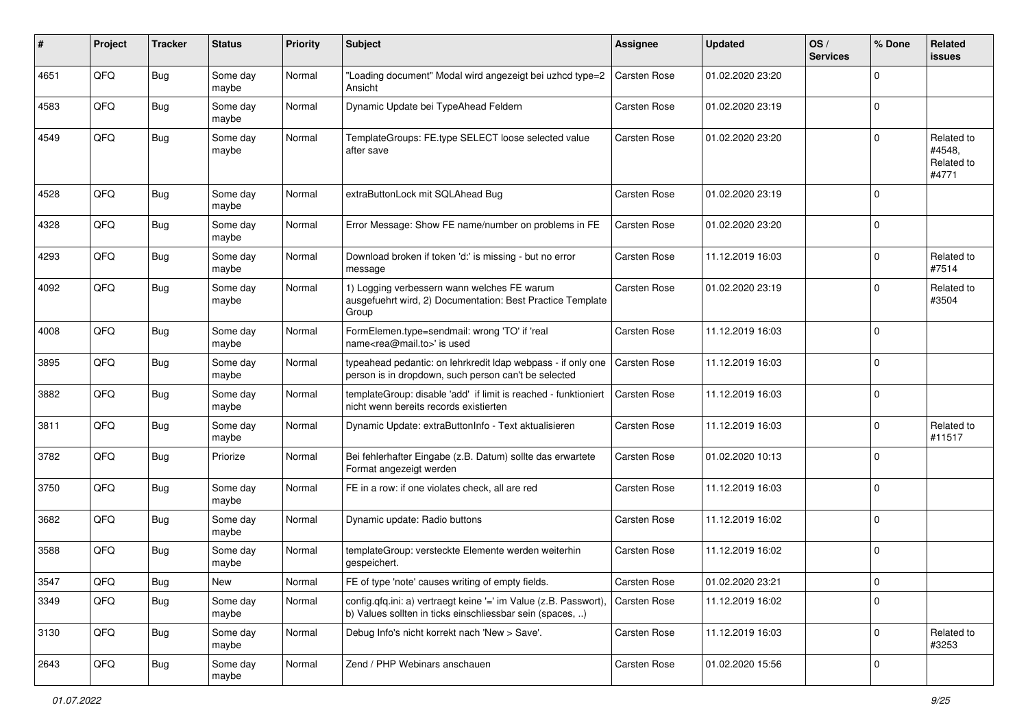| # | Project | Tracker | Status | Priority | Subject | Assignee | Updated | OS / Services | % Done | Related issues |
|---|---|---|---|---|---|---|---|---|---|---|
| 4651 | QFQ | Bug | Some day maybe | Normal | "Loading document" Modal wird angezeigt bei uzhcd type=2 Ansicht | Carsten Rose | 01.02.2020 23:20 | | 0 | |
| 4583 | QFQ | Bug | Some day maybe | Normal | Dynamic Update bei TypeAhead Feldern | Carsten Rose | 01.02.2020 23:19 | | 0 | |
| 4549 | QFQ | Bug | Some day maybe | Normal | TemplateGroups: FE.type SELECT loose selected value after save | Carsten Rose | 01.02.2020 23:20 | | 0 | Related to #4548, Related to #4771 |
| 4528 | QFQ | Bug | Some day maybe | Normal | extraButtonLock mit SQLAhead Bug | Carsten Rose | 01.02.2020 23:19 | | 0 | |
| 4328 | QFQ | Bug | Some day maybe | Normal | Error Message: Show FE name/number on problems in FE | Carsten Rose | 01.02.2020 23:20 | | 0 | |
| 4293 | QFQ | Bug | Some day maybe | Normal | Download broken if token 'd:' is missing - but no error message | Carsten Rose | 11.12.2019 16:03 | | 0 | Related to #7514 |
| 4092 | QFQ | Bug | Some day maybe | Normal | 1) Logging verbessern wann welches FE warum ausgefuehrt wird, 2) Documentation: Best Practice Template Group | Carsten Rose | 01.02.2020 23:19 | | 0 | Related to #3504 |
| 4008 | QFQ | Bug | Some day maybe | Normal | FormElemen.type=sendmail: wrong 'TO' if 'real name<rea@mail.to>' is used | Carsten Rose | 11.12.2019 16:03 | | 0 | |
| 3895 | QFQ | Bug | Some day maybe | Normal | typeahead pedantic: on lehrkredit ldap webpass - if only one person is in dropdown, such person can't be selected | Carsten Rose | 11.12.2019 16:03 | | 0 | |
| 3882 | QFQ | Bug | Some day maybe | Normal | templateGroup: disable 'add' if limit is reached - funktioniert nicht wenn bereits records existierten | Carsten Rose | 11.12.2019 16:03 | | 0 | |
| 3811 | QFQ | Bug | Some day maybe | Normal | Dynamic Update: extraButtonInfo - Text aktualisieren | Carsten Rose | 11.12.2019 16:03 | | 0 | Related to #11517 |
| 3782 | QFQ | Bug | Priorize | Normal | Bei fehlerhafter Eingabe (z.B. Datum) sollte das erwartete Format angezeigt werden | Carsten Rose | 01.02.2020 10:13 | | 0 | |
| 3750 | QFQ | Bug | Some day maybe | Normal | FE in a row: if one violates check, all are red | Carsten Rose | 11.12.2019 16:03 | | 0 | |
| 3682 | QFQ | Bug | Some day maybe | Normal | Dynamic update: Radio buttons | Carsten Rose | 11.12.2019 16:02 | | 0 | |
| 3588 | QFQ | Bug | Some day maybe | Normal | templateGroup: versteckte Elemente werden weiterhin gespeichert. | Carsten Rose | 11.12.2019 16:02 | | 0 | |
| 3547 | QFQ | Bug | New | Normal | FE of type 'note' causes writing of empty fields. | Carsten Rose | 01.02.2020 23:21 | | 0 | |
| 3349 | QFQ | Bug | Some day maybe | Normal | config.qfq.ini: a) vertraegt keine '=' im Value (z.B. Passwort), b) Values sollten in ticks einschliessbar sein (spaces, ..) | Carsten Rose | 11.12.2019 16:02 | | 0 | |
| 3130 | QFQ | Bug | Some day maybe | Normal | Debug Info's nicht korrekt nach 'New > Save'. | Carsten Rose | 11.12.2019 16:03 | | 0 | Related to #3253 |
| 2643 | QFQ | Bug | Some day maybe | Normal | Zend / PHP Webinars anschauen | Carsten Rose | 01.02.2020 15:56 | | 0 | |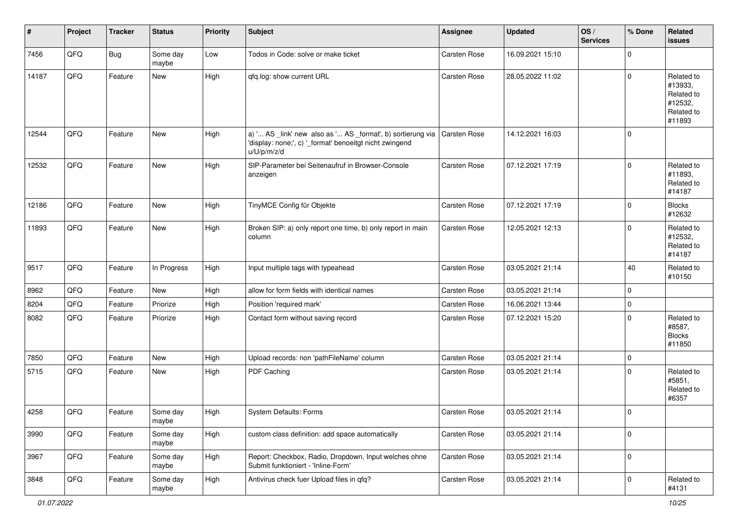| # | Project | Tracker | Status | Priority | Subject | Assignee | Updated | OS / Services | % Done | Related issues |
|---|---|---|---|---|---|---|---|---|---|---|
| 7456 | QFQ | Bug | Some day maybe | Low | Todos in Code: solve or make ticket | Carsten Rose | 16.09.2021 15:10 | | 0 | |
| 14187 | QFQ | Feature | New | High | qfq.log: show current URL | Carsten Rose | 28.05.2022 11:02 | | 0 | Related to #13933, Related to #12532, Related to #11893 |
| 12544 | QFQ | Feature | New | High | a) '... AS _link' new also as '... AS _format', b) sortierung via 'display: none;', c) '_format' benoeitgt nicht zwingend u/U/p/m/z/d | Carsten Rose | 14.12.2021 16:03 | | 0 | |
| 12532 | QFQ | Feature | New | High | SIP-Parameter bei Seitenaufruf in Browser-Console anzeigen | Carsten Rose | 07.12.2021 17:19 | | 0 | Related to #11893, Related to #14187 |
| 12186 | QFQ | Feature | New | High | TinyMCE Config für Objekte | Carsten Rose | 07.12.2021 17:19 | | 0 | Blocks #12632 |
| 11893 | QFQ | Feature | New | High | Broken SIP: a) only report one time, b) only report in main column | Carsten Rose | 12.05.2021 12:13 | | 0 | Related to #12532, Related to #14187 |
| 9517 | QFQ | Feature | In Progress | High | Input multiple tags with typeahead | Carsten Rose | 03.05.2021 21:14 | | 40 | Related to #10150 |
| 8962 | QFQ | Feature | New | High | allow for form fields with identical names | Carsten Rose | 03.05.2021 21:14 | | 0 | |
| 8204 | QFQ | Feature | Priorize | High | Position 'required mark' | Carsten Rose | 16.06.2021 13:44 | | 0 | |
| 8082 | QFQ | Feature | Priorize | High | Contact form without saving record | Carsten Rose | 07.12.2021 15:20 | | 0 | Related to #8587, Blocks #11850 |
| 7850 | QFQ | Feature | New | High | Upload records: non 'pathFileName' column | Carsten Rose | 03.05.2021 21:14 | | 0 | |
| 5715 | QFQ | Feature | New | High | PDF Caching | Carsten Rose | 03.05.2021 21:14 | | 0 | Related to #5851, Related to #6357 |
| 4258 | QFQ | Feature | Some day maybe | High | System Defaults: Forms | Carsten Rose | 03.05.2021 21:14 | | 0 | |
| 3990 | QFQ | Feature | Some day maybe | High | custom class definition: add space automatically | Carsten Rose | 03.05.2021 21:14 | | 0 | |
| 3967 | QFQ | Feature | Some day maybe | High | Report: Checkbox, Radio, Dropdown, Input welches ohne Submit funktioniert - 'Inline-Form' | Carsten Rose | 03.05.2021 21:14 | | 0 | |
| 3848 | QFQ | Feature | Some day maybe | High | Antivirus check fuer Upload files in qfq? | Carsten Rose | 03.05.2021 21:14 | | 0 | Related to #4131 |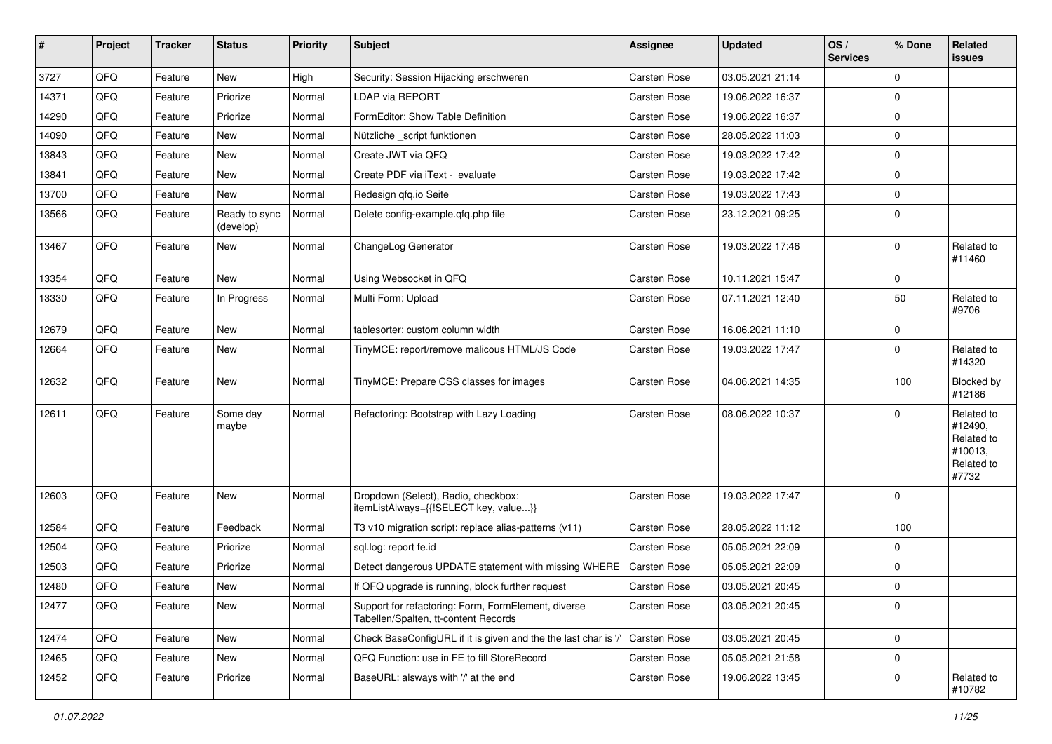| # | Project | Tracker | Status | Priority | Subject | Assignee | Updated | OS / Services | % Done | Related issues |
|---|---|---|---|---|---|---|---|---|---|---|
| 3727 | QFQ | Feature | New | High | Security: Session Hijacking erschweren | Carsten Rose | 03.05.2021 21:14 | | 0 | |
| 14371 | QFQ | Feature | Priorize | Normal | LDAP via REPORT | Carsten Rose | 19.06.2022 16:37 | | 0 | |
| 14290 | QFQ | Feature | Priorize | Normal | FormEditor: Show Table Definition | Carsten Rose | 19.06.2022 16:37 | | 0 | |
| 14090 | QFQ | Feature | New | Normal | Nützliche _script funktionen | Carsten Rose | 28.05.2022 11:03 | | 0 | |
| 13843 | QFQ | Feature | New | Normal | Create JWT via QFQ | Carsten Rose | 19.03.2022 17:42 | | 0 | |
| 13841 | QFQ | Feature | New | Normal | Create PDF via iText - evaluate | Carsten Rose | 19.03.2022 17:42 | | 0 | |
| 13700 | QFQ | Feature | New | Normal | Redesign qfq.io Seite | Carsten Rose | 19.03.2022 17:43 | | 0 | |
| 13566 | QFQ | Feature | Ready to sync (develop) | Normal | Delete config-example.qfq.php file | Carsten Rose | 23.12.2021 09:25 | | 0 | |
| 13467 | QFQ | Feature | New | Normal | ChangeLog Generator | Carsten Rose | 19.03.2022 17:46 | | 0 | Related to #11460 |
| 13354 | QFQ | Feature | New | Normal | Using Websocket in QFQ | Carsten Rose | 10.11.2021 15:47 | | 0 | |
| 13330 | QFQ | Feature | In Progress | Normal | Multi Form: Upload | Carsten Rose | 07.11.2021 12:40 | | 50 | Related to #9706 |
| 12679 | QFQ | Feature | New | Normal | tablesorter: custom column width | Carsten Rose | 16.06.2021 11:10 | | 0 | |
| 12664 | QFQ | Feature | New | Normal | TinyMCE: report/remove malicous HTML/JS Code | Carsten Rose | 19.03.2022 17:47 | | 0 | Related to #14320 |
| 12632 | QFQ | Feature | New | Normal | TinyMCE: Prepare CSS classes for images | Carsten Rose | 04.06.2021 14:35 | | 100 | Blocked by #12186 |
| 12611 | QFQ | Feature | Some day maybe | Normal | Refactoring: Bootstrap with Lazy Loading | Carsten Rose | 08.06.2022 10:37 | | 0 | Related to #12490, Related to #10013, Related to #7732 |
| 12603 | QFQ | Feature | New | Normal | Dropdown (Select), Radio, checkbox: itemListAlways={{!SELECT key, value...}} | Carsten Rose | 19.03.2022 17:47 | | 0 | |
| 12584 | QFQ | Feature | Feedback | Normal | T3 v10 migration script: replace alias-patterns (v11) | Carsten Rose | 28.05.2022 11:12 | | 100 | |
| 12504 | QFQ | Feature | Priorize | Normal | sql.log: report fe.id | Carsten Rose | 05.05.2021 22:09 | | 0 | |
| 12503 | QFQ | Feature | Priorize | Normal | Detect dangerous UPDATE statement with missing WHERE | Carsten Rose | 05.05.2021 22:09 | | 0 | |
| 12480 | QFQ | Feature | New | Normal | If QFQ upgrade is running, block further request | Carsten Rose | 03.05.2021 20:45 | | 0 | |
| 12477 | QFQ | Feature | New | Normal | Support for refactoring: Form, FormElement, diverse Tabellen/Spalten, tt-content Records | Carsten Rose | 03.05.2021 20:45 | | 0 | |
| 12474 | QFQ | Feature | New | Normal | Check BaseConfigURL if it is given and the the last char is '/' | Carsten Rose | 03.05.2021 20:45 | | 0 | |
| 12465 | QFQ | Feature | New | Normal | QFQ Function: use in FE to fill StoreRecord | Carsten Rose | 05.05.2021 21:58 | | 0 | |
| 12452 | QFQ | Feature | Priorize | Normal | BaseURL: alsways with '/' at the end | Carsten Rose | 19.06.2022 13:45 | | 0 | Related to #10782 |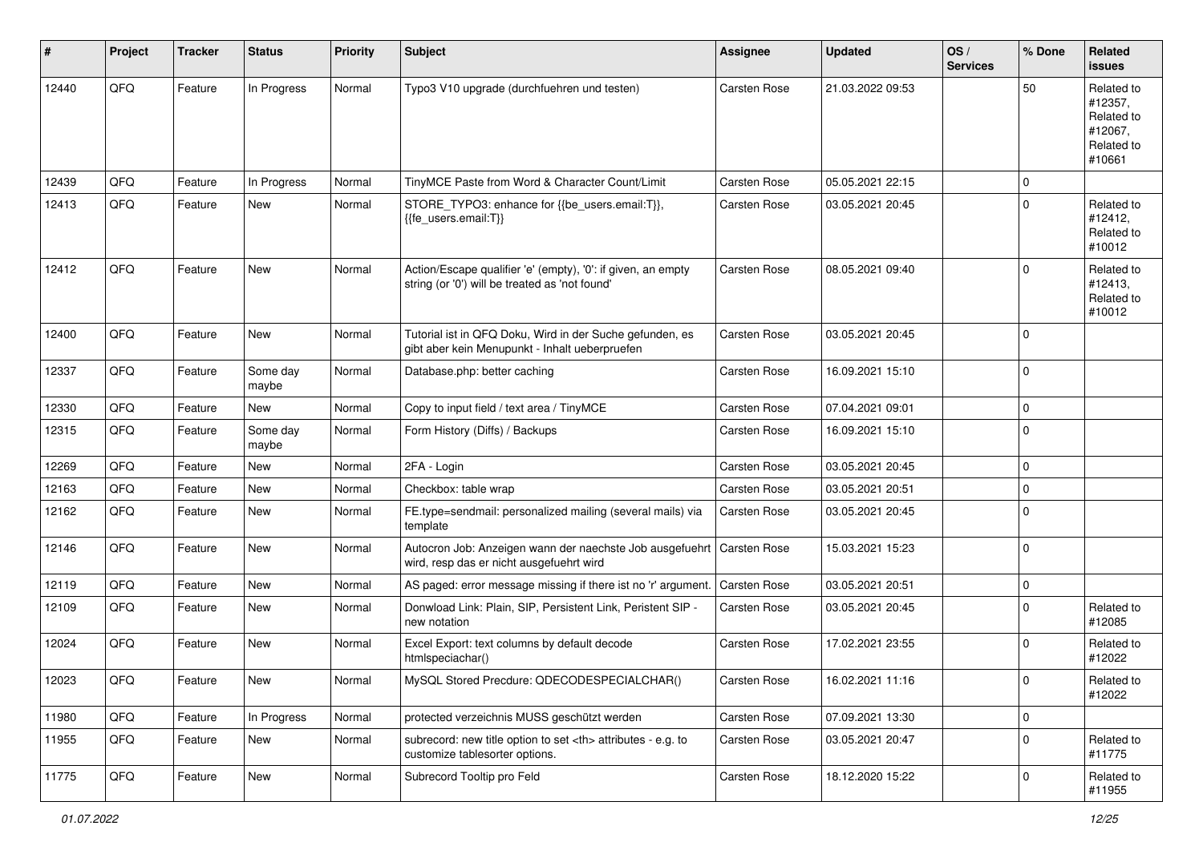| # | Project | Tracker | Status | Priority | Subject | Assignee | Updated | OS / Services | % Done | Related issues |
|---|---|---|---|---|---|---|---|---|---|---|
| 12440 | QFQ | Feature | In Progress | Normal | Typo3 V10 upgrade (durchfuehren und testen) | Carsten Rose | 21.03.2022 09:53 | | 50 | Related to #12357, Related to #12067, Related to #10661 |
| 12439 | QFQ | Feature | In Progress | Normal | TinyMCE Paste from Word & Character Count/Limit | Carsten Rose | 05.05.2021 22:15 | | 0 | |
| 12413 | QFQ | Feature | New | Normal | STORE_TYPO3: enhance for {{be_users.email:T}}, {{fe_users.email:T}} | Carsten Rose | 03.05.2021 20:45 | | 0 | Related to #12412, Related to #10012 |
| 12412 | QFQ | Feature | New | Normal | Action/Escape qualifier 'e' (empty), '0': if given, an empty string (or '0') will be treated as 'not found' | Carsten Rose | 08.05.2021 09:40 | | 0 | Related to #12413, Related to #10012 |
| 12400 | QFQ | Feature | New | Normal | Tutorial ist in QFQ Doku, Wird in der Suche gefunden, es gibt aber kein Menupunkt - Inhalt ueberpruefen | Carsten Rose | 03.05.2021 20:45 | | 0 | |
| 12337 | QFQ | Feature | Some day maybe | Normal | Database.php: better caching | Carsten Rose | 16.09.2021 15:10 | | 0 | |
| 12330 | QFQ | Feature | New | Normal | Copy to input field / text area / TinyMCE | Carsten Rose | 07.04.2021 09:01 | | 0 | |
| 12315 | QFQ | Feature | Some day maybe | Normal | Form History (Diffs) / Backups | Carsten Rose | 16.09.2021 15:10 | | 0 | |
| 12269 | QFQ | Feature | New | Normal | 2FA - Login | Carsten Rose | 03.05.2021 20:45 | | 0 | |
| 12163 | QFQ | Feature | New | Normal | Checkbox: table wrap | Carsten Rose | 03.05.2021 20:51 | | 0 | |
| 12162 | QFQ | Feature | New | Normal | FE.type=sendmail: personalized mailing (several mails) via template | Carsten Rose | 03.05.2021 20:45 | | 0 | |
| 12146 | QFQ | Feature | New | Normal | Autocron Job: Anzeigen wann der naechste Job ausgefuehrt wird, resp das er nicht ausgefuehrt wird | Carsten Rose | 15.03.2021 15:23 | | 0 | |
| 12119 | QFQ | Feature | New | Normal | AS paged: error message missing if there ist no 'r' argument. | Carsten Rose | 03.05.2021 20:51 | | 0 | |
| 12109 | QFQ | Feature | New | Normal | Donwload Link: Plain, SIP, Persistent Link, Peristent SIP - new notation | Carsten Rose | 03.05.2021 20:45 | | 0 | Related to #12085 |
| 12024 | QFQ | Feature | New | Normal | Excel Export: text columns by default decode htmlspeciachar() | Carsten Rose | 17.02.2021 23:55 | | 0 | Related to #12022 |
| 12023 | QFQ | Feature | New | Normal | MySQL Stored Precdure: QDECODESPECIALCHAR() | Carsten Rose | 16.02.2021 11:16 | | 0 | Related to #12022 |
| 11980 | QFQ | Feature | In Progress | Normal | protected verzeichnis MUSS geschützt werden | Carsten Rose | 07.09.2021 13:30 | | 0 | |
| 11955 | QFQ | Feature | New | Normal | subrecord: new title option to set <th> attributes - e.g. to customize tablesorter options. | Carsten Rose | 03.05.2021 20:47 | | 0 | Related to #11775 |
| 11775 | QFQ | Feature | New | Normal | Subrecord Tooltip pro Feld | Carsten Rose | 18.12.2020 15:22 | | 0 | Related to #11955 |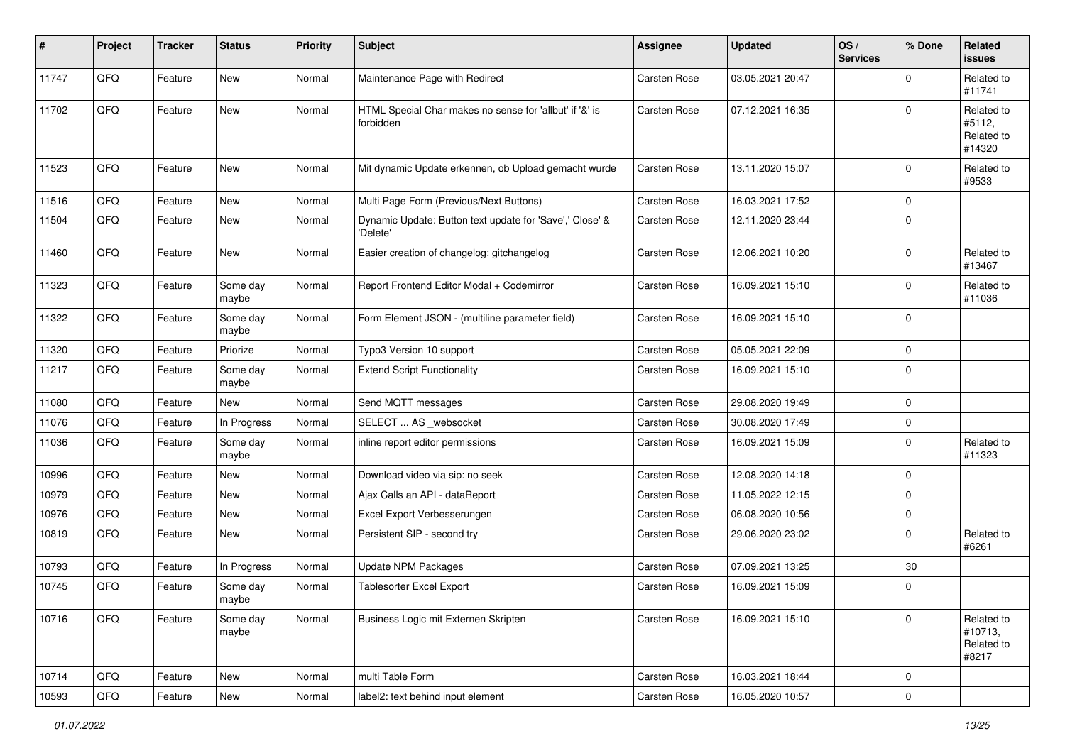| # | Project | Tracker | Status | Priority | Subject | Assignee | Updated | OS / Services | % Done | Related issues |
|---|---|---|---|---|---|---|---|---|---|---|
| 11747 | QFQ | Feature | New | Normal | Maintenance Page with Redirect | Carsten Rose | 03.05.2021 20:47 | | 0 | Related to #11741 |
| 11702 | QFQ | Feature | New | Normal | HTML Special Char makes no sense for 'allbut' if '&' is forbidden | Carsten Rose | 07.12.2021 16:35 | | 0 | Related to #5112, Related to #14320 |
| 11523 | QFQ | Feature | New | Normal | Mit dynamic Update erkennen, ob Upload gemacht wurde | Carsten Rose | 13.11.2020 15:07 | | 0 | Related to #9533 |
| 11516 | QFQ | Feature | New | Normal | Multi Page Form (Previous/Next Buttons) | Carsten Rose | 16.03.2021 17:52 | | 0 | |
| 11504 | QFQ | Feature | New | Normal | Dynamic Update: Button text update for 'Save',' Close' & 'Delete' | Carsten Rose | 12.11.2020 23:44 | | 0 | |
| 11460 | QFQ | Feature | New | Normal | Easier creation of changelog: gitchangelog | Carsten Rose | 12.06.2021 10:20 | | 0 | Related to #13467 |
| 11323 | QFQ | Feature | Some day maybe | Normal | Report Frontend Editor Modal + Codemirror | Carsten Rose | 16.09.2021 15:10 | | 0 | Related to #11036 |
| 11322 | QFQ | Feature | Some day maybe | Normal | Form Element JSON - (multiline parameter field) | Carsten Rose | 16.09.2021 15:10 | | 0 | |
| 11320 | QFQ | Feature | Priorize | Normal | Typo3 Version 10 support | Carsten Rose | 05.05.2021 22:09 | | 0 | |
| 11217 | QFQ | Feature | Some day maybe | Normal | Extend Script Functionality | Carsten Rose | 16.09.2021 15:10 | | 0 | |
| 11080 | QFQ | Feature | New | Normal | Send MQTT messages | Carsten Rose | 29.08.2020 19:49 | | 0 | |
| 11076 | QFQ | Feature | In Progress | Normal | SELECT ... AS _websocket | Carsten Rose | 30.08.2020 17:49 | | 0 | |
| 11036 | QFQ | Feature | Some day maybe | Normal | inline report editor permissions | Carsten Rose | 16.09.2021 15:09 | | 0 | Related to #11323 |
| 10996 | QFQ | Feature | New | Normal | Download video via sip: no seek | Carsten Rose | 12.08.2020 14:18 | | 0 | |
| 10979 | QFQ | Feature | New | Normal | Ajax Calls an API - dataReport | Carsten Rose | 11.05.2022 12:15 | | 0 | |
| 10976 | QFQ | Feature | New | Normal | Excel Export Verbesserungen | Carsten Rose | 06.08.2020 10:56 | | 0 | |
| 10819 | QFQ | Feature | New | Normal | Persistent SIP - second try | Carsten Rose | 29.06.2020 23:02 | | 0 | Related to #6261 |
| 10793 | QFQ | Feature | In Progress | Normal | Update NPM Packages | Carsten Rose | 07.09.2021 13:25 | | 30 | |
| 10745 | QFQ | Feature | Some day maybe | Normal | Tablesorter Excel Export | Carsten Rose | 16.09.2021 15:09 | | 0 | |
| 10716 | QFQ | Feature | Some day maybe | Normal | Business Logic mit Externen Skripten | Carsten Rose | 16.09.2021 15:10 | | 0 | Related to #10713, Related to #8217 |
| 10714 | QFQ | Feature | New | Normal | multi Table Form | Carsten Rose | 16.03.2021 18:44 | | 0 | |
| 10593 | QFQ | Feature | New | Normal | label2: text behind input element | Carsten Rose | 16.05.2020 10:57 | | 0 | |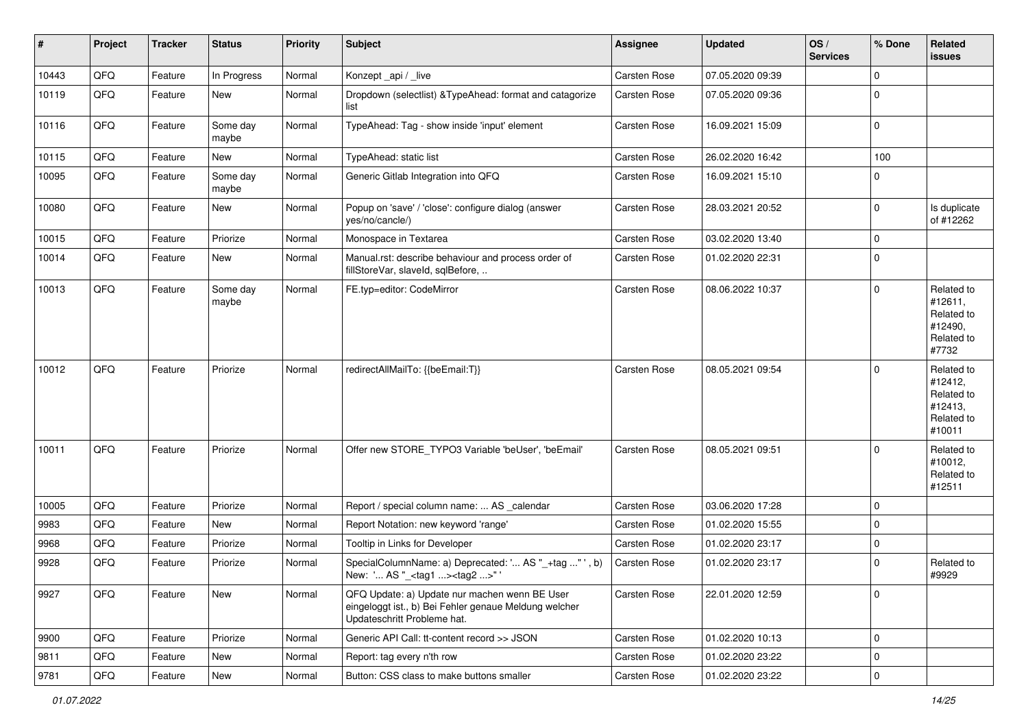| # | Project | Tracker | Status | Priority | Subject | Assignee | Updated | OS / Services | % Done | Related issues |
|---|---|---|---|---|---|---|---|---|---|---|
| 10443 | QFQ | Feature | In Progress | Normal | Konzept _api / _live | Carsten Rose | 07.05.2020 09:39 | | 0 | |
| 10119 | QFQ | Feature | New | Normal | Dropdown (selectlist) &TypeAhead: format and catagorize list | Carsten Rose | 07.05.2020 09:36 | | 0 | |
| 10116 | QFQ | Feature | Some day maybe | Normal | TypeAhead: Tag - show inside 'input' element | Carsten Rose | 16.09.2021 15:09 | | 0 | |
| 10115 | QFQ | Feature | New | Normal | TypeAhead: static list | Carsten Rose | 26.02.2020 16:42 | | 100 | |
| 10095 | QFQ | Feature | Some day maybe | Normal | Generic Gitlab Integration into QFQ | Carsten Rose | 16.09.2021 15:10 | | 0 | |
| 10080 | QFQ | Feature | New | Normal | Popup on 'save' / 'close': configure dialog (answer yes/no/cancle/) | Carsten Rose | 28.03.2021 20:52 | | 0 | Is duplicate of #12262 |
| 10015 | QFQ | Feature | Priorize | Normal | Monospace in Textarea | Carsten Rose | 03.02.2020 13:40 | | 0 | |
| 10014 | QFQ | Feature | New | Normal | Manual.rst: describe behaviour and process order of fillStoreVar, slaveId, sqlBefore, .. | Carsten Rose | 01.02.2020 22:31 | | 0 | |
| 10013 | QFQ | Feature | Some day maybe | Normal | FE.typ=editor: CodeMirror | Carsten Rose | 08.06.2022 10:37 | | 0 | Related to #12611, Related to #12490, Related to #7732 |
| 10012 | QFQ | Feature | Priorize | Normal | redirectAllMailTo: {{beEmail:T}} | Carsten Rose | 08.05.2021 09:54 | | 0 | Related to #12412, Related to #12413, Related to #10011 |
| 10011 | QFQ | Feature | Priorize | Normal | Offer new STORE_TYPO3 Variable 'beUser', 'beEmail' | Carsten Rose | 08.05.2021 09:51 | | 0 | Related to #10012, Related to #12511 |
| 10005 | QFQ | Feature | Priorize | Normal | Report / special column name: ... AS _calendar | Carsten Rose | 03.06.2020 17:28 | | 0 | |
| 9983 | QFQ | Feature | New | Normal | Report Notation: new keyword 'range' | Carsten Rose | 01.02.2020 15:55 | | 0 | |
| 9968 | QFQ | Feature | Priorize | Normal | Tooltip in Links for Developer | Carsten Rose | 01.02.2020 23:17 | | 0 | |
| 9928 | QFQ | Feature | Priorize | Normal | SpecialColumnName: a) Deprecated: '... AS "_+tag ..." ', b) New: '... AS "_<tag1 ...><tag2 ...>" ' | Carsten Rose | 01.02.2020 23:17 | | 0 | Related to #9929 |
| 9927 | QFQ | Feature | New | Normal | QFQ Update: a) Update nur machen wenn BE User eingeloggt ist., b) Bei Fehler genaue Meldung welcher Updateschritt Probleme hat. | Carsten Rose | 22.01.2020 12:59 | | 0 | |
| 9900 | QFQ | Feature | Priorize | Normal | Generic API Call: tt-content record >> JSON | Carsten Rose | 01.02.2020 10:13 | | 0 | |
| 9811 | QFQ | Feature | New | Normal | Report: tag every n'th row | Carsten Rose | 01.02.2020 23:22 | | 0 | |
| 9781 | QFQ | Feature | New | Normal | Button: CSS class to make buttons smaller | Carsten Rose | 01.02.2020 23:22 | | 0 | |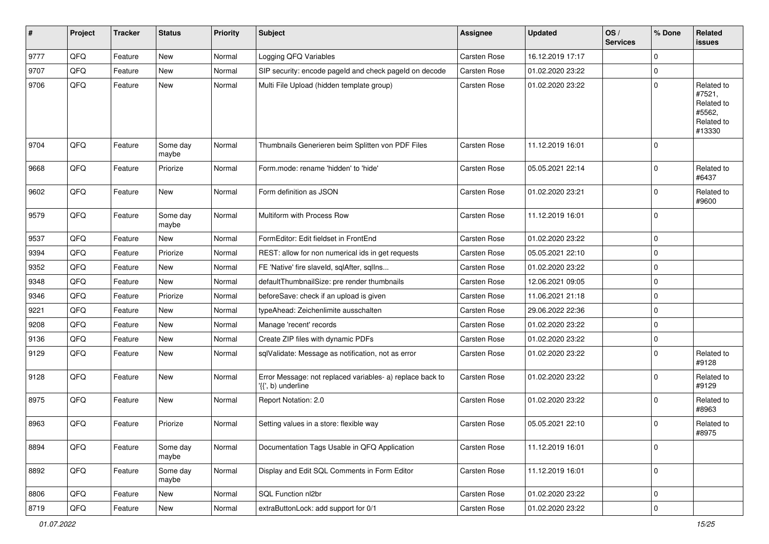| # | Project | Tracker | Status | Priority | Subject | Assignee | Updated | OS / Services | % Done | Related issues |
|---|---|---|---|---|---|---|---|---|---|---|
| 9777 | QFQ | Feature | New | Normal | Logging QFQ Variables | Carsten Rose | 16.12.2019 17:17 | | 0 | |
| 9707 | QFQ | Feature | New | Normal | SIP security: encode pageId and check pageId on decode | Carsten Rose | 01.02.2020 23:22 | | 0 | |
| 9706 | QFQ | Feature | New | Normal | Multi File Upload (hidden template group) | Carsten Rose | 01.02.2020 23:22 | | 0 | Related to #7521, Related to #5562, Related to #13330 |
| 9704 | QFQ | Feature | Some day maybe | Normal | Thumbnails Generieren beim Splitten von PDF Files | Carsten Rose | 11.12.2019 16:01 | | 0 | |
| 9668 | QFQ | Feature | Priorize | Normal | Form.mode: rename 'hidden' to 'hide' | Carsten Rose | 05.05.2021 22:14 | | 0 | Related to #6437 |
| 9602 | QFQ | Feature | New | Normal | Form definition as JSON | Carsten Rose | 01.02.2020 23:21 | | 0 | Related to #9600 |
| 9579 | QFQ | Feature | Some day maybe | Normal | Multiform with Process Row | Carsten Rose | 11.12.2019 16:01 | | 0 | |
| 9537 | QFQ | Feature | New | Normal | FormEditor: Edit fieldset in FrontEnd | Carsten Rose | 01.02.2020 23:22 | | 0 | |
| 9394 | QFQ | Feature | Priorize | Normal | REST: allow for non numerical ids in get requests | Carsten Rose | 05.05.2021 22:10 | | 0 | |
| 9352 | QFQ | Feature | New | Normal | FE 'Native' fire slaveId, sqlAfter, sqlIns... | Carsten Rose | 01.02.2020 23:22 | | 0 | |
| 9348 | QFQ | Feature | New | Normal | defaultThumbnailSize: pre render thumbnails | Carsten Rose | 12.06.2021 09:05 | | 0 | |
| 9346 | QFQ | Feature | Priorize | Normal | beforeSave: check if an upload is given | Carsten Rose | 11.06.2021 21:18 | | 0 | |
| 9221 | QFQ | Feature | New | Normal | typeAhead: Zeichenlimite ausschalten | Carsten Rose | 29.06.2022 22:36 | | 0 | |
| 9208 | QFQ | Feature | New | Normal | Manage 'recent' records | Carsten Rose | 01.02.2020 23:22 | | 0 | |
| 9136 | QFQ | Feature | New | Normal | Create ZIP files with dynamic PDFs | Carsten Rose | 01.02.2020 23:22 | | 0 | |
| 9129 | QFQ | Feature | New | Normal | sqlValidate: Message as notification, not as error | Carsten Rose | 01.02.2020 23:22 | | 0 | Related to #9128 |
| 9128 | QFQ | Feature | New | Normal | Error Message: not replaced variables- a) replace back to '{{', b) underline | Carsten Rose | 01.02.2020 23:22 | | 0 | Related to #9129 |
| 8975 | QFQ | Feature | New | Normal | Report Notation: 2.0 | Carsten Rose | 01.02.2020 23:22 | | 0 | Related to #8963 |
| 8963 | QFQ | Feature | Priorize | Normal | Setting values in a store: flexible way | Carsten Rose | 05.05.2021 22:10 | | 0 | Related to #8975 |
| 8894 | QFQ | Feature | Some day maybe | Normal | Documentation Tags Usable in QFQ Application | Carsten Rose | 11.12.2019 16:01 | | 0 | |
| 8892 | QFQ | Feature | Some day maybe | Normal | Display and Edit SQL Comments in Form Editor | Carsten Rose | 11.12.2019 16:01 | | 0 | |
| 8806 | QFQ | Feature | New | Normal | SQL Function nl2br | Carsten Rose | 01.02.2020 23:22 | | 0 | |
| 8719 | QFQ | Feature | New | Normal | extraButtonLock: add support for 0/1 | Carsten Rose | 01.02.2020 23:22 | | 0 | |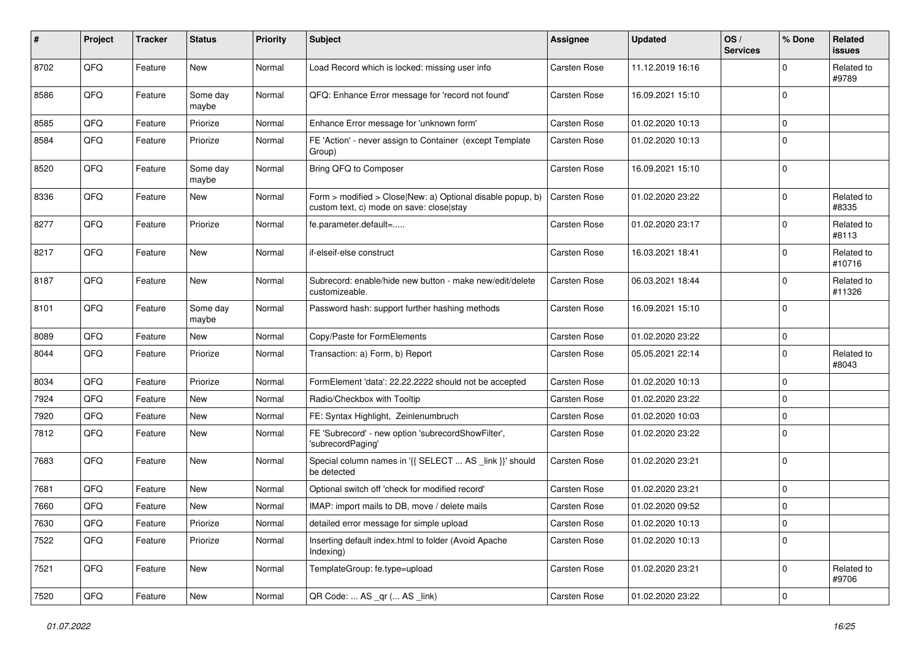| # | Project | Tracker | Status | Priority | Subject | Assignee | Updated | OS / Services | % Done | Related issues |
|---|---|---|---|---|---|---|---|---|---|---|
| 8702 | QFQ | Feature | New | Normal | Load Record which is locked: missing user info | Carsten Rose | 11.12.2019 16:16 | | 0 | Related to #9789 |
| 8586 | QFQ | Feature | Some day maybe | Normal | QFQ: Enhance Error message for 'record not found' | Carsten Rose | 16.09.2021 15:10 | | 0 | |
| 8585 | QFQ | Feature | Priorize | Normal | Enhance Error message for 'unknown form' | Carsten Rose | 01.02.2020 10:13 | | 0 | |
| 8584 | QFQ | Feature | Priorize | Normal | FE 'Action' - never assign to Container (except Template Group) | Carsten Rose | 01.02.2020 10:13 | | 0 | |
| 8520 | QFQ | Feature | Some day maybe | Normal | Bring QFQ to Composer | Carsten Rose | 16.09.2021 15:10 | | 0 | |
| 8336 | QFQ | Feature | New | Normal | Form > modified > Close\|New: a) Optional disable popup, b) custom text, c) mode on save: close\|stay | Carsten Rose | 01.02.2020 23:22 | | 0 | Related to #8335 |
| 8277 | QFQ | Feature | Priorize | Normal | fe.parameter.default=..... | Carsten Rose | 01.02.2020 23:17 | | 0 | Related to #8113 |
| 8217 | QFQ | Feature | New | Normal | if-elseif-else construct | Carsten Rose | 16.03.2021 18:41 | | 0 | Related to #10716 |
| 8187 | QFQ | Feature | New | Normal | Subrecord: enable/hide new button - make new/edit/delete customizeable. | Carsten Rose | 06.03.2021 18:44 | | 0 | Related to #11326 |
| 8101 | QFQ | Feature | Some day maybe | Normal | Password hash: support further hashing methods | Carsten Rose | 16.09.2021 15:10 | | 0 | |
| 8089 | QFQ | Feature | New | Normal | Copy/Paste for FormElements | Carsten Rose | 01.02.2020 23:22 | | 0 | |
| 8044 | QFQ | Feature | Priorize | Normal | Transaction: a) Form, b) Report | Carsten Rose | 05.05.2021 22:14 | | 0 | Related to #8043 |
| 8034 | QFQ | Feature | Priorize | Normal | FormElement 'data': 22.22.2222 should not be accepted | Carsten Rose | 01.02.2020 10:13 | | 0 | |
| 7924 | QFQ | Feature | New | Normal | Radio/Checkbox with Tooltip | Carsten Rose | 01.02.2020 23:22 | | 0 | |
| 7920 | QFQ | Feature | New | Normal | FE: Syntax Highlight, Zeinlenumbruch | Carsten Rose | 01.02.2020 10:03 | | 0 | |
| 7812 | QFQ | Feature | New | Normal | FE 'Subrecord' - new option 'subrecordShowFilter', 'subrecordPaging' | Carsten Rose | 01.02.2020 23:22 | | 0 | |
| 7683 | QFQ | Feature | New | Normal | Special column names in '{{ SELECT ... AS _link }}' should be detected | Carsten Rose | 01.02.2020 23:21 | | 0 | |
| 7681 | QFQ | Feature | New | Normal | Optional switch off 'check for modified record' | Carsten Rose | 01.02.2020 23:21 | | 0 | |
| 7660 | QFQ | Feature | New | Normal | IMAP: import mails to DB, move / delete mails | Carsten Rose | 01.02.2020 09:52 | | 0 | |
| 7630 | QFQ | Feature | Priorize | Normal | detailed error message for simple upload | Carsten Rose | 01.02.2020 10:13 | | 0 | |
| 7522 | QFQ | Feature | Priorize | Normal | Inserting default index.html to folder (Avoid Apache Indexing) | Carsten Rose | 01.02.2020 10:13 | | 0 | |
| 7521 | QFQ | Feature | New | Normal | TemplateGroup: fe.type=upload | Carsten Rose | 01.02.2020 23:21 | | 0 | Related to #9706 |
| 7520 | QFQ | Feature | New | Normal | QR Code: ... AS _qr ( ... AS _link) | Carsten Rose | 01.02.2020 23:22 | | 0 | |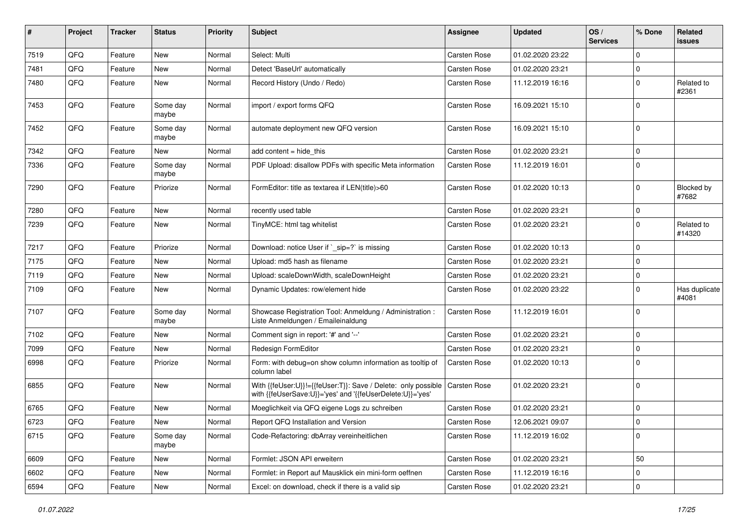| # | Project | Tracker | Status | Priority | Subject | Assignee | Updated | OS / Services | % Done | Related issues |
|---|---|---|---|---|---|---|---|---|---|---|
| 7519 | QFQ | Feature | New | Normal | Select: Multi | Carsten Rose | 01.02.2020 23:22 | | 0 | |
| 7481 | QFQ | Feature | New | Normal | Detect 'BaseUrl' automatically | Carsten Rose | 01.02.2020 23:21 | | 0 | |
| 7480 | QFQ | Feature | New | Normal | Record History (Undo / Redo) | Carsten Rose | 11.12.2019 16:16 | | 0 | Related to #2361 |
| 7453 | QFQ | Feature | Some day maybe | Normal | import / export forms QFQ | Carsten Rose | 16.09.2021 15:10 | | 0 | |
| 7452 | QFQ | Feature | Some day maybe | Normal | automate deployment new QFQ version | Carsten Rose | 16.09.2021 15:10 | | 0 | |
| 7342 | QFQ | Feature | New | Normal | add content = hide_this | Carsten Rose | 01.02.2020 23:21 | | 0 | |
| 7336 | QFQ | Feature | Some day maybe | Normal | PDF Upload: disallow PDFs with specific Meta information | Carsten Rose | 11.12.2019 16:01 | | 0 | |
| 7290 | QFQ | Feature | Priorize | Normal | FormEditor: title as textarea if LEN(title)>60 | Carsten Rose | 01.02.2020 10:13 | | 0 | Blocked by #7682 |
| 7280 | QFQ | Feature | New | Normal | recently used table | Carsten Rose | 01.02.2020 23:21 | | 0 | |
| 7239 | QFQ | Feature | New | Normal | TinyMCE: html tag whitelist | Carsten Rose | 01.02.2020 23:21 | | 0 | Related to #14320 |
| 7217 | QFQ | Feature | Priorize | Normal | Download: notice User if `_sip=?` is missing | Carsten Rose | 01.02.2020 10:13 | | 0 | |
| 7175 | QFQ | Feature | New | Normal | Upload: md5 hash as filename | Carsten Rose | 01.02.2020 23:21 | | 0 | |
| 7119 | QFQ | Feature | New | Normal | Upload: scaleDownWidth, scaleDownHeight | Carsten Rose | 01.02.2020 23:21 | | 0 | |
| 7109 | QFQ | Feature | New | Normal | Dynamic Updates: row/element hide | Carsten Rose | 01.02.2020 23:22 | | 0 | Has duplicate #4081 |
| 7107 | QFQ | Feature | Some day maybe | Normal | Showcase Registration Tool: Anmeldung / Administration : Liste Anmeldungen / Emaileinaldung | Carsten Rose | 11.12.2019 16:01 | | 0 | |
| 7102 | QFQ | Feature | New | Normal | Comment sign in report: '#' and '--' | Carsten Rose | 01.02.2020 23:21 | | 0 | |
| 7099 | QFQ | Feature | New | Normal | Redesign FormEditor | Carsten Rose | 01.02.2020 23:21 | | 0 | |
| 6998 | QFQ | Feature | Priorize | Normal | Form: with debug=on show column information as tooltip of column label | Carsten Rose | 01.02.2020 10:13 | | 0 | |
| 6855 | QFQ | Feature | New | Normal | With {{feUser:U}}!={{feUser:T}}: Save / Delete: only possible with {{feUserSave:U}}='yes' and '{{feUserDelete:U}}='yes' | Carsten Rose | 01.02.2020 23:21 | | 0 | |
| 6765 | QFQ | Feature | New | Normal | Moeglichkeit via QFQ eigene Logs zu schreiben | Carsten Rose | 01.02.2020 23:21 | | 0 | |
| 6723 | QFQ | Feature | New | Normal | Report QFQ Installation and Version | Carsten Rose | 12.06.2021 09:07 | | 0 | |
| 6715 | QFQ | Feature | Some day maybe | Normal | Code-Refactoring: dbArray vereinheitlichen | Carsten Rose | 11.12.2019 16:02 | | 0 | |
| 6609 | QFQ | Feature | New | Normal | Formlet: JSON API erweitern | Carsten Rose | 01.02.2020 23:21 | | 50 | |
| 6602 | QFQ | Feature | New | Normal | Formlet: in Report auf Mausklick ein mini-form oeffnen | Carsten Rose | 11.12.2019 16:16 | | 0 | |
| 6594 | QFQ | Feature | New | Normal | Excel: on download, check if there is a valid sip | Carsten Rose | 01.02.2020 23:21 | | 0 | |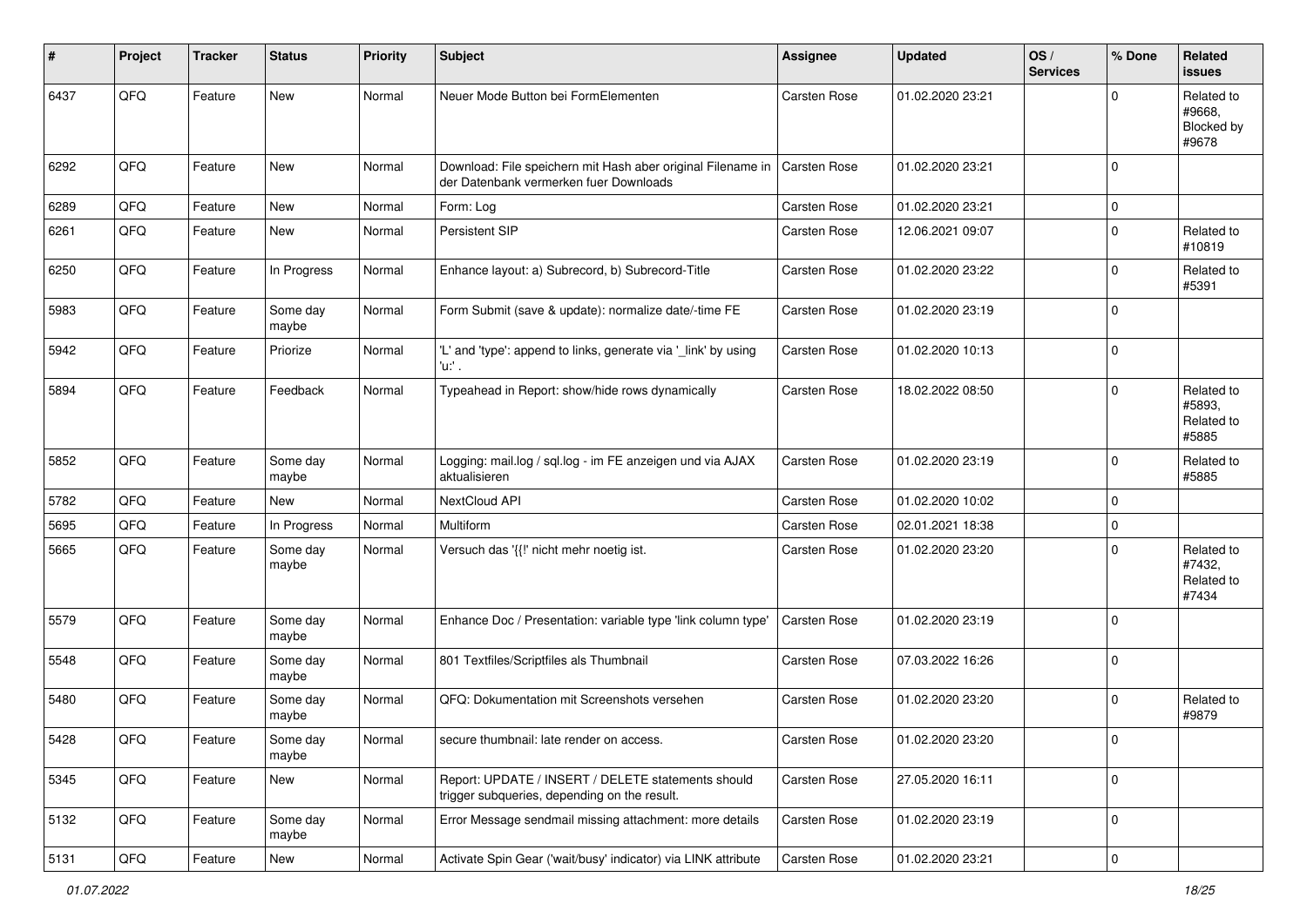| # | Project | Tracker | Status | Priority | Subject | Assignee | Updated | OS / Services | % Done | Related issues |
|---|---|---|---|---|---|---|---|---|---|---|
| 6437 | QFQ | Feature | New | Normal | Neuer Mode Button bei FormElementen | Carsten Rose | 01.02.2020 23:21 | | 0 | Related to #9668, Blocked by #9678 |
| 6292 | QFQ | Feature | New | Normal | Download: File speichern mit Hash aber original Filename in der Datenbank vermerken fuer Downloads | Carsten Rose | 01.02.2020 23:21 | | 0 | |
| 6289 | QFQ | Feature | New | Normal | Form: Log | Carsten Rose | 01.02.2020 23:21 | | 0 | |
| 6261 | QFQ | Feature | New | Normal | Persistent SIP | Carsten Rose | 12.06.2021 09:07 | | 0 | Related to #10819 |
| 6250 | QFQ | Feature | In Progress | Normal | Enhance layout: a) Subrecord, b) Subrecord-Title | Carsten Rose | 01.02.2020 23:22 | | 0 | Related to #5391 |
| 5983 | QFQ | Feature | Some day maybe | Normal | Form Submit (save & update): normalize date/-time FE | Carsten Rose | 01.02.2020 23:19 | | 0 | |
| 5942 | QFQ | Feature | Priorize | Normal | 'L' and 'type': append to links, generate via '_link' by using 'u:' . | Carsten Rose | 01.02.2020 10:13 | | 0 | |
| 5894 | QFQ | Feature | Feedback | Normal | Typeahead in Report: show/hide rows dynamically | Carsten Rose | 18.02.2022 08:50 | | 0 | Related to #5893, Related to #5885 |
| 5852 | QFQ | Feature | Some day maybe | Normal | Logging: mail.log / sql.log - im FE anzeigen und via AJAX aktualisieren | Carsten Rose | 01.02.2020 23:19 | | 0 | Related to #5885 |
| 5782 | QFQ | Feature | New | Normal | NextCloud API | Carsten Rose | 01.02.2020 10:02 | | 0 | |
| 5695 | QFQ | Feature | In Progress | Normal | Multiform | Carsten Rose | 02.01.2021 18:38 | | 0 | |
| 5665 | QFQ | Feature | Some day maybe | Normal | Versuch das '{{!' nicht mehr noetig ist. | Carsten Rose | 01.02.2020 23:20 | | 0 | Related to #7432, Related to #7434 |
| 5579 | QFQ | Feature | Some day maybe | Normal | Enhance Doc / Presentation: variable type 'link column type' | Carsten Rose | 01.02.2020 23:19 | | 0 | |
| 5548 | QFQ | Feature | Some day maybe | Normal | 801 Textfiles/Scriptfiles als Thumbnail | Carsten Rose | 07.03.2022 16:26 | | 0 | |
| 5480 | QFQ | Feature | Some day maybe | Normal | QFQ: Dokumentation mit Screenshots versehen | Carsten Rose | 01.02.2020 23:20 | | 0 | Related to #9879 |
| 5428 | QFQ | Feature | Some day maybe | Normal | secure thumbnail: late render on access. | Carsten Rose | 01.02.2020 23:20 | | 0 | |
| 5345 | QFQ | Feature | New | Normal | Report: UPDATE / INSERT / DELETE statements should trigger subqueries, depending on the result. | Carsten Rose | 27.05.2020 16:11 | | 0 | |
| 5132 | QFQ | Feature | Some day maybe | Normal | Error Message sendmail missing attachment: more details | Carsten Rose | 01.02.2020 23:19 | | 0 | |
| 5131 | QFQ | Feature | New | Normal | Activate Spin Gear ('wait/busy' indicator) via LINK attribute | Carsten Rose | 01.02.2020 23:21 | | 0 | |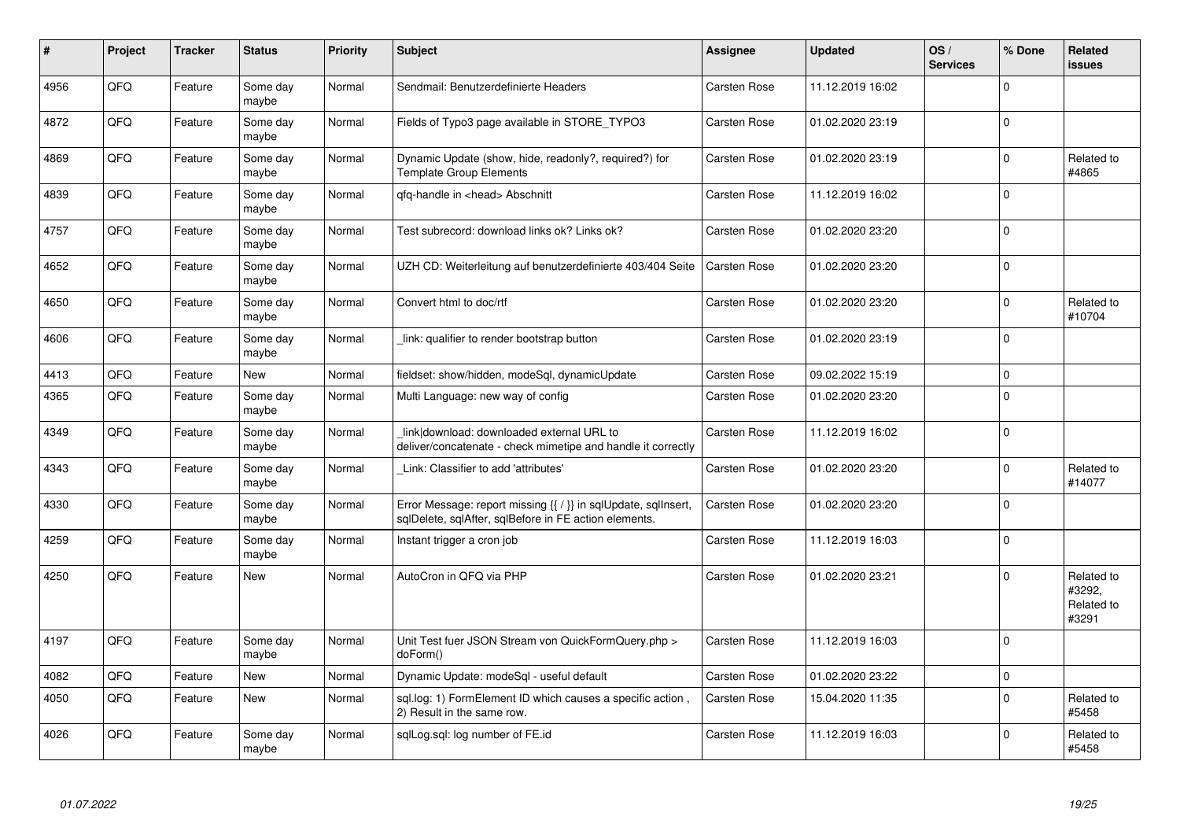| # | Project | Tracker | Status | Priority | Subject | Assignee | Updated | OS / Services | % Done | Related issues |
|---|---|---|---|---|---|---|---|---|---|---|
| 4956 | QFQ | Feature | Some day maybe | Normal | Sendmail: Benutzerdefinierte Headers | Carsten Rose | 11.12.2019 16:02 | | 0 | |
| 4872 | QFQ | Feature | Some day maybe | Normal | Fields of Typo3 page available in STORE_TYPO3 | Carsten Rose | 01.02.2020 23:19 | | 0 | |
| 4869 | QFQ | Feature | Some day maybe | Normal | Dynamic Update (show, hide, readonly?, required?) for Template Group Elements | Carsten Rose | 01.02.2020 23:19 | | 0 | Related to #4865 |
| 4839 | QFQ | Feature | Some day maybe | Normal | qfq-handle in <head> Abschnitt | Carsten Rose | 11.12.2019 16:02 | | 0 | |
| 4757 | QFQ | Feature | Some day maybe | Normal | Test subrecord: download links ok? Links ok? | Carsten Rose | 01.02.2020 23:20 | | 0 | |
| 4652 | QFQ | Feature | Some day maybe | Normal | UZH CD: Weiterleitung auf benutzerdefinierte 403/404 Seite | Carsten Rose | 01.02.2020 23:20 | | 0 | |
| 4650 | QFQ | Feature | Some day maybe | Normal | Convert html to doc/rtf | Carsten Rose | 01.02.2020 23:20 | | 0 | Related to #10704 |
| 4606 | QFQ | Feature | Some day maybe | Normal | _link: qualifier to render bootstrap button | Carsten Rose | 01.02.2020 23:19 | | 0 | |
| 4413 | QFQ | Feature | New | Normal | fieldset: show/hidden, modeSql, dynamicUpdate | Carsten Rose | 09.02.2022 15:19 | | 0 | |
| 4365 | QFQ | Feature | Some day maybe | Normal | Multi Language: new way of config | Carsten Rose | 01.02.2020 23:20 | | 0 | |
| 4349 | QFQ | Feature | Some day maybe | Normal | _link\|download: downloaded external URL to deliver/concatenate - check mimetipe and handle it correctly | Carsten Rose | 11.12.2019 16:02 | | 0 | |
| 4343 | QFQ | Feature | Some day maybe | Normal | _Link: Classifier to add 'attributes' | Carsten Rose | 01.02.2020 23:20 | | 0 | Related to #14077 |
| 4330 | QFQ | Feature | Some day maybe | Normal | Error Message: report missing {{ / }} in sqlUpdate, sqlInsert, sqlDelete, sqlAfter, sqlBefore in FE action elements. | Carsten Rose | 01.02.2020 23:20 | | 0 | |
| 4259 | QFQ | Feature | Some day maybe | Normal | Instant trigger a cron job | Carsten Rose | 11.12.2019 16:03 | | 0 | |
| 4250 | QFQ | Feature | New | Normal | AutoCron in QFQ via PHP | Carsten Rose | 01.02.2020 23:21 | | 0 | Related to #3292, Related to #3291 |
| 4197 | QFQ | Feature | Some day maybe | Normal | Unit Test fuer JSON Stream von QuickFormQuery.php > doForm() | Carsten Rose | 11.12.2019 16:03 | | 0 | |
| 4082 | QFQ | Feature | New | Normal | Dynamic Update: modeSql - useful default | Carsten Rose | 01.02.2020 23:22 | | 0 | |
| 4050 | QFQ | Feature | New | Normal | sql.log: 1) FormElement ID which causes a specific action , 2) Result in the same row. | Carsten Rose | 15.04.2020 11:35 | | 0 | Related to #5458 |
| 4026 | QFQ | Feature | Some day maybe | Normal | sqlLog.sql: log number of FE.id | Carsten Rose | 11.12.2019 16:03 | | 0 | Related to #5458 |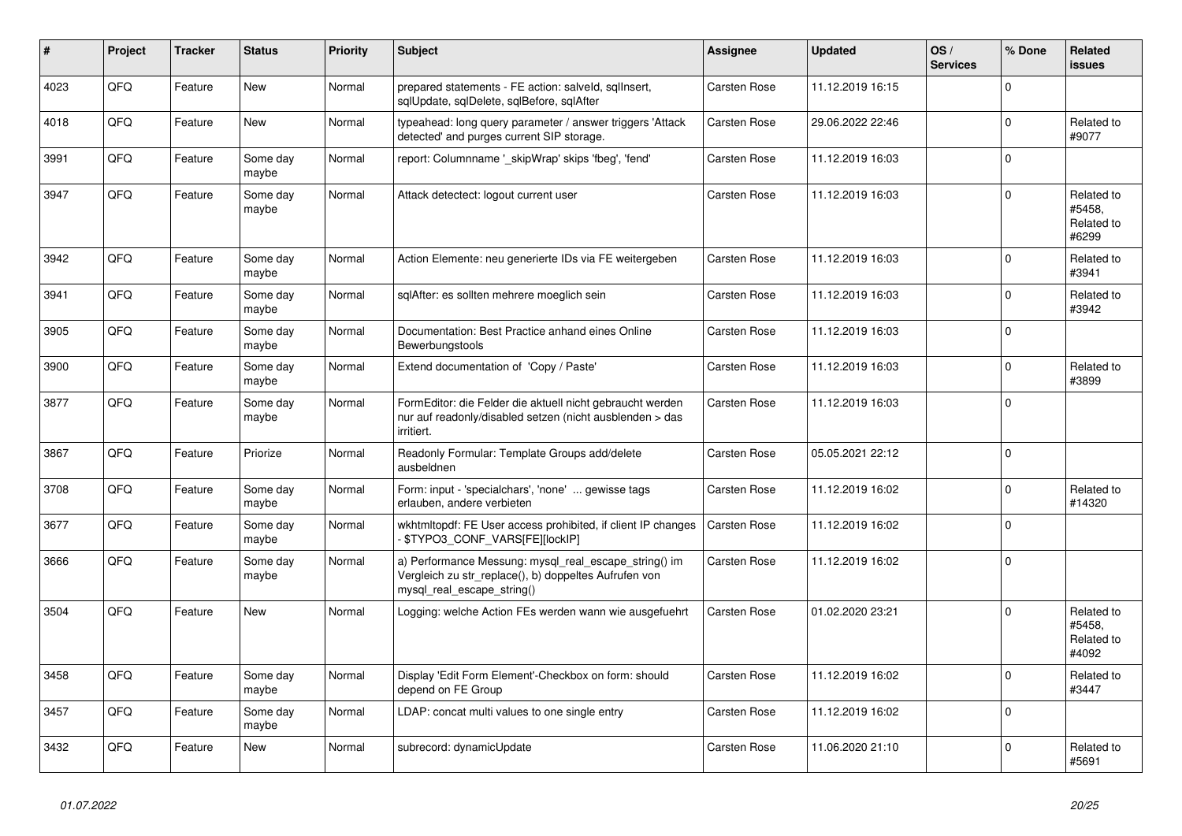| # | Project | Tracker | Status | Priority | Subject | Assignee | Updated | OS / Services | % Done | Related issues |
|---|---|---|---|---|---|---|---|---|---|---|
| 4023 | QFQ | Feature | New | Normal | prepared statements - FE action: salveId, sqlInsert, sqlUpdate, sqlDelete, sqlBefore, sqlAfter | Carsten Rose | 11.12.2019 16:15 | | 0 | |
| 4018 | QFQ | Feature | New | Normal | typeahead: long query parameter / answer triggers 'Attack detected' and purges current SIP storage. | Carsten Rose | 29.06.2022 22:46 | | 0 | Related to #9077 |
| 3991 | QFQ | Feature | Some day maybe | Normal | report: Columnname '_skipWrap' skips 'fbeg', 'fend' | Carsten Rose | 11.12.2019 16:03 | | 0 | |
| 3947 | QFQ | Feature | Some day maybe | Normal | Attack detectect: logout current user | Carsten Rose | 11.12.2019 16:03 | | 0 | Related to #5458, Related to #6299 |
| 3942 | QFQ | Feature | Some day maybe | Normal | Action Elemente: neu generierte IDs via FE weitergeben | Carsten Rose | 11.12.2019 16:03 | | 0 | Related to #3941 |
| 3941 | QFQ | Feature | Some day maybe | Normal | sqlAfter: es sollten mehrere moeglich sein | Carsten Rose | 11.12.2019 16:03 | | 0 | Related to #3942 |
| 3905 | QFQ | Feature | Some day maybe | Normal | Documentation: Best Practice anhand eines Online Bewerbungstools | Carsten Rose | 11.12.2019 16:03 | | 0 | |
| 3900 | QFQ | Feature | Some day maybe | Normal | Extend documentation of 'Copy / Paste' | Carsten Rose | 11.12.2019 16:03 | | 0 | Related to #3899 |
| 3877 | QFQ | Feature | Some day maybe | Normal | FormEditor: die Felder die aktuell nicht gebraucht werden nur auf readonly/disabled setzen (nicht ausblenden > das irritiert. | Carsten Rose | 11.12.2019 16:03 | | 0 | |
| 3867 | QFQ | Feature | Priorize | Normal | Readonly Formular: Template Groups add/delete ausbeldnen | Carsten Rose | 05.05.2021 22:12 | | 0 | |
| 3708 | QFQ | Feature | Some day maybe | Normal | Form: input - 'specialchars', 'none' ... gewisse tags erlauben, andere verbieten | Carsten Rose | 11.12.2019 16:02 | | 0 | Related to #14320 |
| 3677 | QFQ | Feature | Some day maybe | Normal | wkhtmltopdf: FE User access prohibited, if client IP changes - $TYPO3_CONF_VARS[FE][lockIP] | Carsten Rose | 11.12.2019 16:02 | | 0 | |
| 3666 | QFQ | Feature | Some day maybe | Normal | a) Performance Messung: mysql_real_escape_string() im Vergleich zu str_replace(), b) doppeltes Aufrufen von mysql_real_escape_string() | Carsten Rose | 11.12.2019 16:02 | | 0 | |
| 3504 | QFQ | Feature | New | Normal | Logging: welche Action FEs werden wann wie ausgefuehrt | Carsten Rose | 01.02.2020 23:21 | | 0 | Related to #5458, Related to #4092 |
| 3458 | QFQ | Feature | Some day maybe | Normal | Display 'Edit Form Element'-Checkbox on form: should depend on FE Group | Carsten Rose | 11.12.2019 16:02 | | 0 | Related to #3447 |
| 3457 | QFQ | Feature | Some day maybe | Normal | LDAP: concat multi values to one single entry | Carsten Rose | 11.12.2019 16:02 | | 0 | |
| 3432 | QFQ | Feature | New | Normal | subrecord: dynamicUpdate | Carsten Rose | 11.06.2020 21:10 | | 0 | Related to #5691 |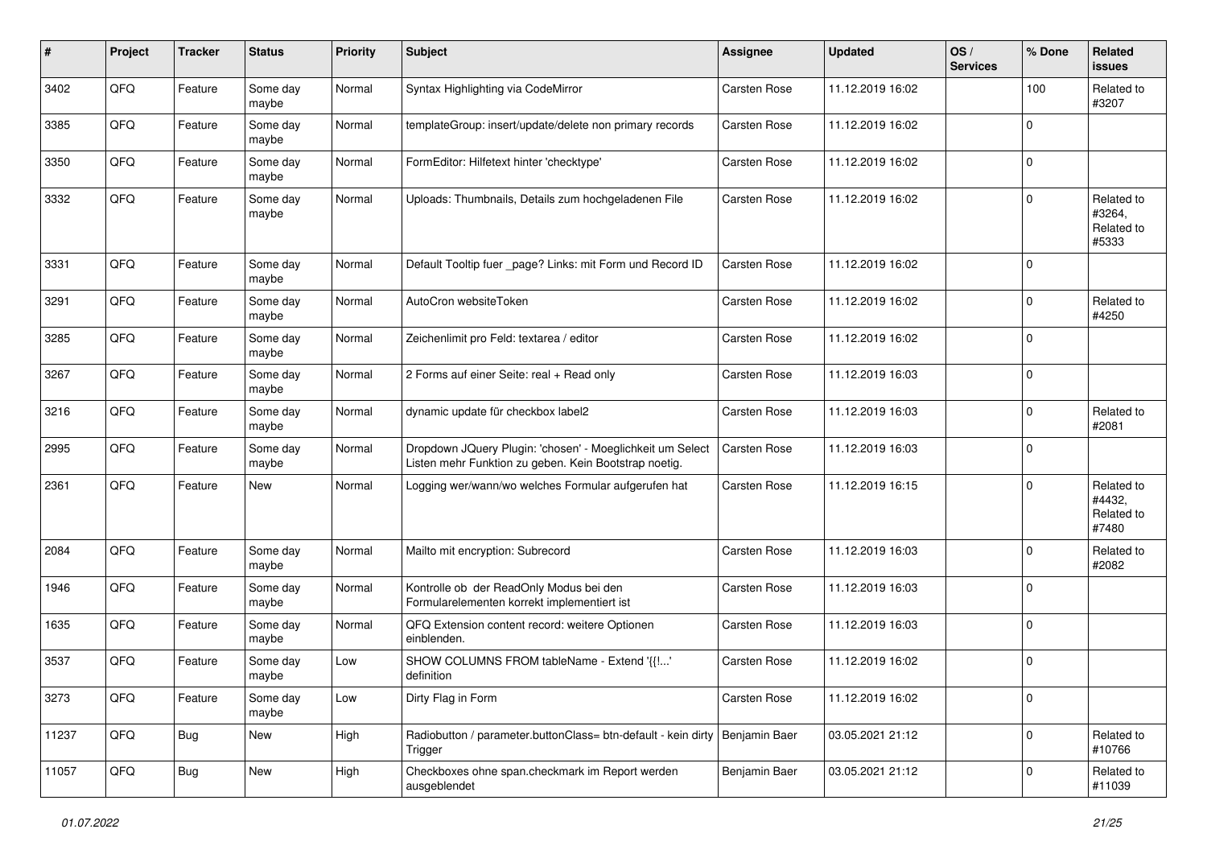| # | Project | Tracker | Status | Priority | Subject | Assignee | Updated | OS / Services | % Done | Related issues |
|---|---|---|---|---|---|---|---|---|---|---|
| 3402 | QFQ | Feature | Some day maybe | Normal | Syntax Highlighting via CodeMirror | Carsten Rose | 11.12.2019 16:02 | | 100 | Related to #3207 |
| 3385 | QFQ | Feature | Some day maybe | Normal | templateGroup: insert/update/delete non primary records | Carsten Rose | 11.12.2019 16:02 | | 0 | |
| 3350 | QFQ | Feature | Some day maybe | Normal | FormEditor: Hilfetext hinter 'checktype' | Carsten Rose | 11.12.2019 16:02 | | 0 | |
| 3332 | QFQ | Feature | Some day maybe | Normal | Uploads: Thumbnails, Details zum hochgeladenen File | Carsten Rose | 11.12.2019 16:02 | | 0 | Related to #3264, Related to #5333 |
| 3331 | QFQ | Feature | Some day maybe | Normal | Default Tooltip fuer _page? Links: mit Form und Record ID | Carsten Rose | 11.12.2019 16:02 | | 0 | |
| 3291 | QFQ | Feature | Some day maybe | Normal | AutoCron websiteToken | Carsten Rose | 11.12.2019 16:02 | | 0 | Related to #4250 |
| 3285 | QFQ | Feature | Some day maybe | Normal | Zeichenlimit pro Feld: textarea / editor | Carsten Rose | 11.12.2019 16:02 | | 0 | |
| 3267 | QFQ | Feature | Some day maybe | Normal | 2 Forms auf einer Seite: real + Read only | Carsten Rose | 11.12.2019 16:03 | | 0 | |
| 3216 | QFQ | Feature | Some day maybe | Normal | dynamic update für checkbox label2 | Carsten Rose | 11.12.2019 16:03 | | 0 | Related to #2081 |
| 2995 | QFQ | Feature | Some day maybe | Normal | Dropdown JQuery Plugin: 'chosen' - Moeglichkeit um Select Listen mehr Funktion zu geben. Kein Bootstrap noetig. | Carsten Rose | 11.12.2019 16:03 | | 0 | |
| 2361 | QFQ | Feature | New | Normal | Logging wer/wann/wo welches Formular aufgerufen hat | Carsten Rose | 11.12.2019 16:15 | | 0 | Related to #4432, Related to #7480 |
| 2084 | QFQ | Feature | Some day maybe | Normal | Mailto mit encryption: Subrecord | Carsten Rose | 11.12.2019 16:03 | | 0 | Related to #2082 |
| 1946 | QFQ | Feature | Some day maybe | Normal | Kontrolle ob der ReadOnly Modus bei den Formularelementen korrekt implementiert ist | Carsten Rose | 11.12.2019 16:03 | | 0 | |
| 1635 | QFQ | Feature | Some day maybe | Normal | QFQ Extension content record: weitere Optionen einblenden. | Carsten Rose | 11.12.2019 16:03 | | 0 | |
| 3537 | QFQ | Feature | Some day maybe | Low | SHOW COLUMNS FROM tableName - Extend '{{!...' definition | Carsten Rose | 11.12.2019 16:02 | | 0 | |
| 3273 | QFQ | Feature | Some day maybe | Low | Dirty Flag in Form | Carsten Rose | 11.12.2019 16:02 | | 0 | |
| 11237 | QFQ | Bug | New | High | Radiobutton / parameter.buttonClass= btn-default - kein dirty Trigger | Benjamin Baer | 03.05.2021 21:12 | | 0 | Related to #10766 |
| 11057 | QFQ | Bug | New | High | Checkboxes ohne span.checkmark im Report werden ausgeblendet | Benjamin Baer | 03.05.2021 21:12 | | 0 | Related to #11039 |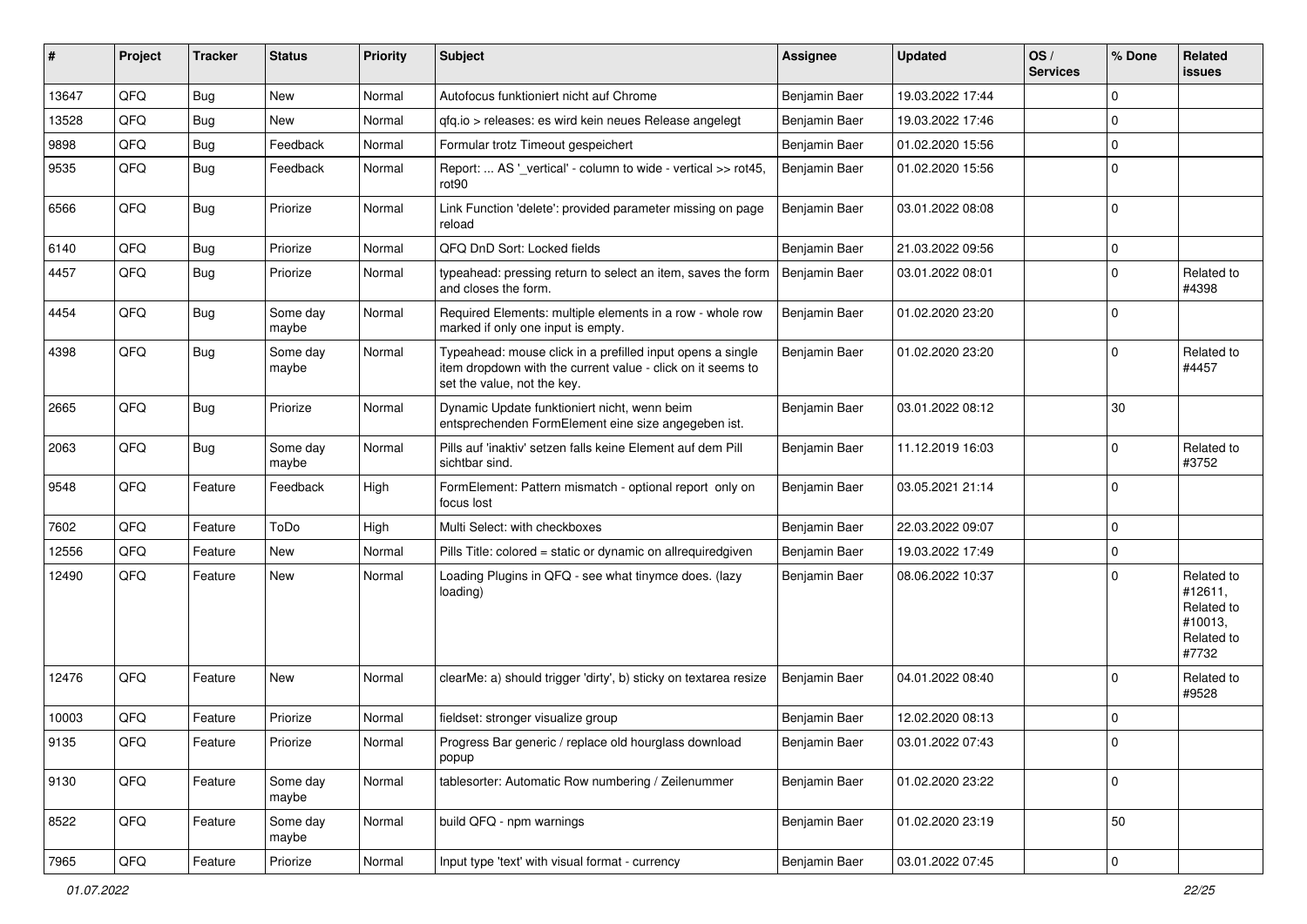| # | Project | Tracker | Status | Priority | Subject | Assignee | Updated | OS / Services | % Done | Related issues |
|---|---|---|---|---|---|---|---|---|---|---|
| 13647 | QFQ | Bug | New | Normal | Autofocus funktioniert nicht auf Chrome | Benjamin Baer | 19.03.2022 17:44 | | 0 | |
| 13528 | QFQ | Bug | New | Normal | qfq.io > releases: es wird kein neues Release angelegt | Benjamin Baer | 19.03.2022 17:46 | | 0 | |
| 9898 | QFQ | Bug | Feedback | Normal | Formular trotz Timeout gespeichert | Benjamin Baer | 01.02.2020 15:56 | | 0 | |
| 9535 | QFQ | Bug | Feedback | Normal | Report: ... AS '_vertical' - column to wide - vertical >> rot45, rot90 | Benjamin Baer | 01.02.2020 15:56 | | 0 | |
| 6566 | QFQ | Bug | Priorize | Normal | Link Function 'delete': provided parameter missing on page reload | Benjamin Baer | 03.01.2022 08:08 | | 0 | |
| 6140 | QFQ | Bug | Priorize | Normal | QFQ DnD Sort: Locked fields | Benjamin Baer | 21.03.2022 09:56 | | 0 | |
| 4457 | QFQ | Bug | Priorize | Normal | typeahead: pressing return to select an item, saves the form and closes the form. | Benjamin Baer | 03.01.2022 08:01 | | 0 | Related to #4398 |
| 4454 | QFQ | Bug | Some day maybe | Normal | Required Elements: multiple elements in a row - whole row marked if only one input is empty. | Benjamin Baer | 01.02.2020 23:20 | | 0 | |
| 4398 | QFQ | Bug | Some day maybe | Normal | Typeahead: mouse click in a prefilled input opens a single item dropdown with the current value - click on it seems to set the value, not the key. | Benjamin Baer | 01.02.2020 23:20 | | 0 | Related to #4457 |
| 2665 | QFQ | Bug | Priorize | Normal | Dynamic Update funktioniert nicht, wenn beim entsprechenden FormElement eine size angegeben ist. | Benjamin Baer | 03.01.2022 08:12 | | 30 | |
| 2063 | QFQ | Bug | Some day maybe | Normal | Pills auf 'inaktiv' setzen falls keine Element auf dem Pill sichtbar sind. | Benjamin Baer | 11.12.2019 16:03 | | 0 | Related to #3752 |
| 9548 | QFQ | Feature | Feedback | High | FormElement: Pattern mismatch - optional report only on focus lost | Benjamin Baer | 03.05.2021 21:14 | | 0 | |
| 7602 | QFQ | Feature | ToDo | High | Multi Select: with checkboxes | Benjamin Baer | 22.03.2022 09:07 | | 0 | |
| 12556 | QFQ | Feature | New | Normal | Pills Title: colored = static or dynamic on allrequiredgiven | Benjamin Baer | 19.03.2022 17:49 | | 0 | |
| 12490 | QFQ | Feature | New | Normal | Loading Plugins in QFQ - see what tinymce does. (lazy loading) | Benjamin Baer | 08.06.2022 10:37 | | 0 | Related to #12611, Related to #10013, Related to #7732 |
| 12476 | QFQ | Feature | New | Normal | clearMe: a) should trigger 'dirty', b) sticky on textarea resize | Benjamin Baer | 04.01.2022 08:40 | | 0 | Related to #9528 |
| 10003 | QFQ | Feature | Priorize | Normal | fieldset: stronger visualize group | Benjamin Baer | 12.02.2020 08:13 | | 0 | |
| 9135 | QFQ | Feature | Priorize | Normal | Progress Bar generic / replace old hourglass download popup | Benjamin Baer | 03.01.2022 07:43 | | 0 | |
| 9130 | QFQ | Feature | Some day maybe | Normal | tablesorter: Automatic Row numbering / Zeilenummer | Benjamin Baer | 01.02.2020 23:22 | | 0 | |
| 8522 | QFQ | Feature | Some day maybe | Normal | build QFQ - npm warnings | Benjamin Baer | 01.02.2020 23:19 | | 50 | |
| 7965 | QFQ | Feature | Priorize | Normal | Input type 'text' with visual format - currency | Benjamin Baer | 03.01.2022 07:45 | | 0 | |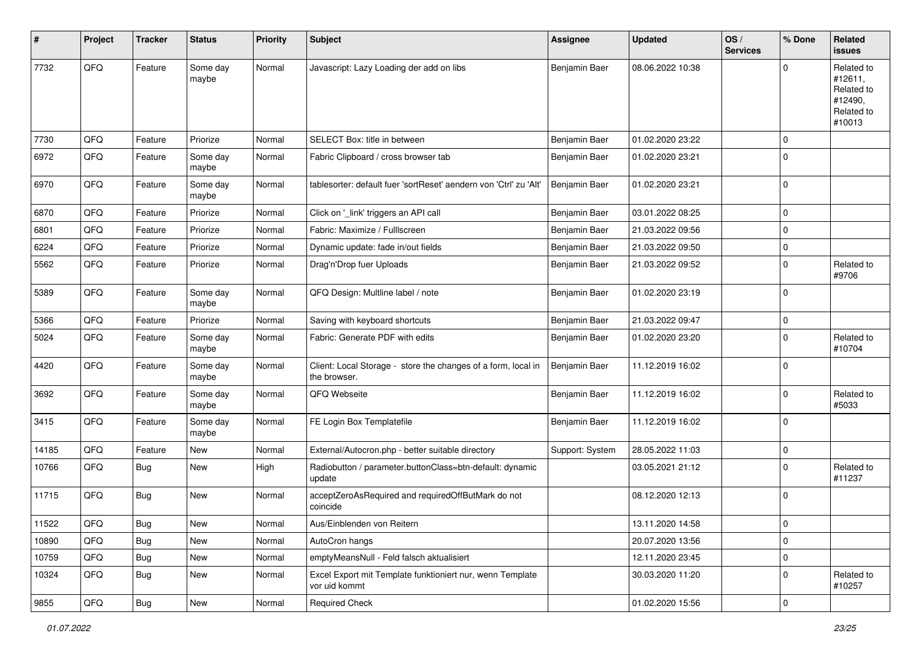| # | Project | Tracker | Status | Priority | Subject | Assignee | Updated | OS / Services | % Done | Related issues |
|---|---|---|---|---|---|---|---|---|---|---|
| 7732 | QFQ | Feature | Some day maybe | Normal | Javascript: Lazy Loading der add on libs | Benjamin Baer | 08.06.2022 10:38 | | 0 | Related to #12611, Related to #12490, Related to #10013 |
| 7730 | QFQ | Feature | Priorize | Normal | SELECT Box: title in between | Benjamin Baer | 01.02.2020 23:22 | | 0 | |
| 6972 | QFQ | Feature | Some day maybe | Normal | Fabric Clipboard / cross browser tab | Benjamin Baer | 01.02.2020 23:21 | | 0 | |
| 6970 | QFQ | Feature | Some day maybe | Normal | tablesorter: default fuer 'sortReset' aendern von 'Ctrl' zu 'Alt' | Benjamin Baer | 01.02.2020 23:21 | | 0 | |
| 6870 | QFQ | Feature | Priorize | Normal | Click on '_link' triggers an API call | Benjamin Baer | 03.01.2022 08:25 | | 0 | |
| 6801 | QFQ | Feature | Priorize | Normal | Fabric: Maximize / Fulllscreen | Benjamin Baer | 21.03.2022 09:56 | | 0 | |
| 6224 | QFQ | Feature | Priorize | Normal | Dynamic update: fade in/out fields | Benjamin Baer | 21.03.2022 09:50 | | 0 | |
| 5562 | QFQ | Feature | Priorize | Normal | Drag'n'Drop fuer Uploads | Benjamin Baer | 21.03.2022 09:52 | | 0 | Related to #9706 |
| 5389 | QFQ | Feature | Some day maybe | Normal | QFQ Design: Multline label / note | Benjamin Baer | 01.02.2020 23:19 | | 0 | |
| 5366 | QFQ | Feature | Priorize | Normal | Saving with keyboard shortcuts | Benjamin Baer | 21.03.2022 09:47 | | 0 | |
| 5024 | QFQ | Feature | Some day maybe | Normal | Fabric: Generate PDF with edits | Benjamin Baer | 01.02.2020 23:20 | | 0 | Related to #10704 |
| 4420 | QFQ | Feature | Some day maybe | Normal | Client: Local Storage - store the changes of a form, local in the browser. | Benjamin Baer | 11.12.2019 16:02 | | 0 | |
| 3692 | QFQ | Feature | Some day maybe | Normal | QFQ Webseite | Benjamin Baer | 11.12.2019 16:02 | | 0 | Related to #5033 |
| 3415 | QFQ | Feature | Some day maybe | Normal | FE Login Box Templatefile | Benjamin Baer | 11.12.2019 16:02 | | 0 | |
| 14185 | QFQ | Feature | New | Normal | External/Autocron.php - better suitable directory | Support: System | 28.05.2022 11:03 | | 0 | |
| 10766 | QFQ | Bug | New | High | Radiobutton / parameter.buttonClass=btn-default: dynamic update | | 03.05.2021 21:12 | | 0 | Related to #11237 |
| 11715 | QFQ | Bug | New | Normal | acceptZeroAsRequired and requiredOffButMark do not coincide | | 08.12.2020 12:13 | | 0 | |
| 11522 | QFQ | Bug | New | Normal | Aus/Einblenden von Reitern | | 13.11.2020 14:58 | | 0 | |
| 10890 | QFQ | Bug | New | Normal | AutoCron hangs | | 20.07.2020 13:56 | | 0 | |
| 10759 | QFQ | Bug | New | Normal | emptyMeansNull - Feld falsch aktualisiert | | 12.11.2020 23:45 | | 0 | |
| 10324 | QFQ | Bug | New | Normal | Excel Export mit Template funktioniert nur, wenn Template vor uid kommt | | 30.03.2020 11:20 | | 0 | Related to #10257 |
| 9855 | QFQ | Bug | New | Normal | Required Check | | 01.02.2020 15:56 | | 0 | |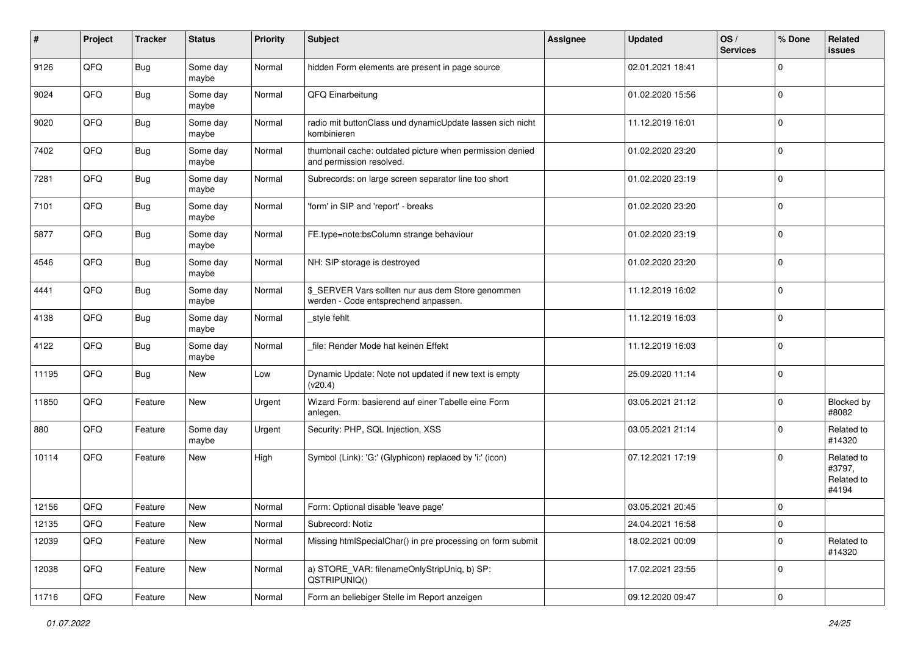| # | Project | Tracker | Status | Priority | Subject | Assignee | Updated | OS / Services | % Done | Related issues |
|---|---|---|---|---|---|---|---|---|---|---|
| 9126 | QFQ | Bug | Some day maybe | Normal | hidden Form elements are present in page source | | 02.01.2021 18:41 | | 0 | |
| 9024 | QFQ | Bug | Some day maybe | Normal | QFQ Einarbeitung | | 01.02.2020 15:56 | | 0 | |
| 9020 | QFQ | Bug | Some day maybe | Normal | radio mit buttonClass und dynamicUpdate lassen sich nicht kombinieren | | 11.12.2019 16:01 | | 0 | |
| 7402 | QFQ | Bug | Some day maybe | Normal | thumbnail cache: outdated picture when permission denied and permission resolved. | | 01.02.2020 23:20 | | 0 | |
| 7281 | QFQ | Bug | Some day maybe | Normal | Subrecords: on large screen separator line too short | | 01.02.2020 23:19 | | 0 | |
| 7101 | QFQ | Bug | Some day maybe | Normal | 'form' in SIP and 'report' - breaks | | 01.02.2020 23:20 | | 0 | |
| 5877 | QFQ | Bug | Some day maybe | Normal | FE.type=note:bsColumn strange behaviour | | 01.02.2020 23:19 | | 0 | |
| 4546 | QFQ | Bug | Some day maybe | Normal | NH: SIP storage is destroyed | | 01.02.2020 23:20 | | 0 | |
| 4441 | QFQ | Bug | Some day maybe | Normal | $_SERVER Vars sollten nur aus dem Store genommen werden - Code entsprechend anpassen. | | 11.12.2019 16:02 | | 0 | |
| 4138 | QFQ | Bug | Some day maybe | Normal | _style fehlt | | 11.12.2019 16:03 | | 0 | |
| 4122 | QFQ | Bug | Some day maybe | Normal | _file: Render Mode hat keinen Effekt | | 11.12.2019 16:03 | | 0 | |
| 11195 | QFQ | Bug | New | Low | Dynamic Update: Note not updated if new text is empty (v20.4) | | 25.09.2020 11:14 | | 0 | |
| 11850 | QFQ | Feature | New | Urgent | Wizard Form: basierend auf einer Tabelle eine Form anlegen. | | 03.05.2021 21:12 | | 0 | Blocked by #8082 |
| 880 | QFQ | Feature | Some day maybe | Urgent | Security: PHP, SQL Injection, XSS | | 03.05.2021 21:14 | | 0 | Related to #14320 |
| 10114 | QFQ | Feature | New | High | Symbol (Link): 'G:' (Glyphicon) replaced by 'i:' (icon) | | 07.12.2021 17:19 | | 0 | Related to #3797, Related to #4194 |
| 12156 | QFQ | Feature | New | Normal | Form: Optional disable 'leave page' | | 03.05.2021 20:45 | | 0 | |
| 12135 | QFQ | Feature | New | Normal | Subrecord: Notiz | | 24.04.2021 16:58 | | 0 | |
| 12039 | QFQ | Feature | New | Normal | Missing htmlSpecialChar() in pre processing on form submit | | 18.02.2021 00:09 | | 0 | Related to #14320 |
| 12038 | QFQ | Feature | New | Normal | a) STORE_VAR: filenameOnlyStripUniq, b) SP: QSTRIPUNIQ() | | 17.02.2021 23:55 | | 0 | |
| 11716 | QFQ | Feature | New | Normal | Form an beliebiger Stelle im Report anzeigen | | 09.12.2020 09:47 | | 0 | |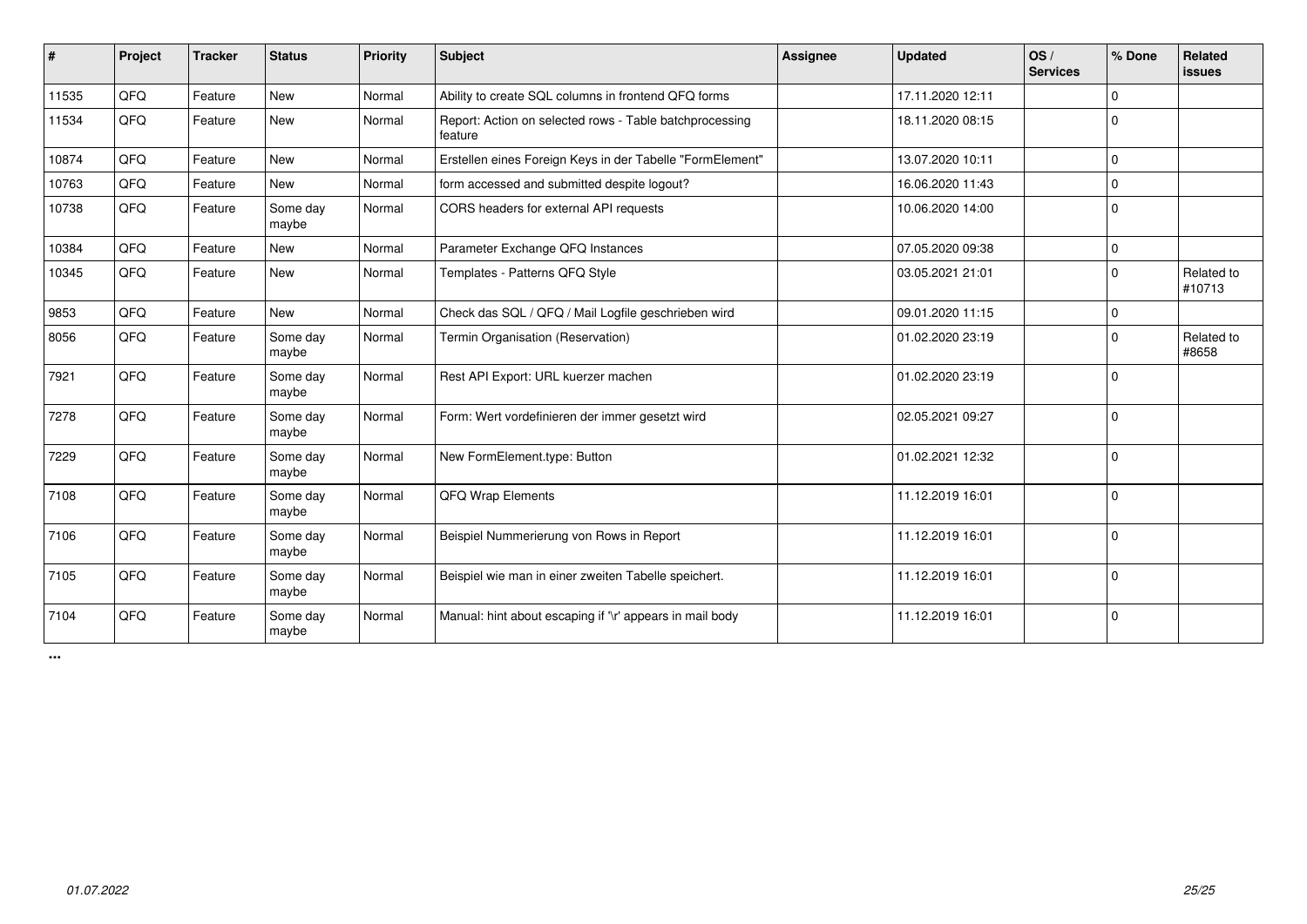| # | Project | Tracker | Status | Priority | Subject | Assignee | Updated | OS / Services | % Done | Related issues |
|---|---|---|---|---|---|---|---|---|---|---|
| 11535 | QFQ | Feature | New | Normal | Ability to create SQL columns in frontend QFQ forms | | 17.11.2020 12:11 | | 0 | |
| 11534 | QFQ | Feature | New | Normal | Report: Action on selected rows - Table batchprocessing feature | | 18.11.2020 08:15 | | 0 | |
| 10874 | QFQ | Feature | New | Normal | Erstellen eines Foreign Keys in der Tabelle "FormElement" | | 13.07.2020 10:11 | | 0 | |
| 10763 | QFQ | Feature | New | Normal | form accessed and submitted despite logout? | | 16.06.2020 11:43 | | 0 | |
| 10738 | QFQ | Feature | Some day maybe | Normal | CORS headers for external API requests | | 10.06.2020 14:00 | | 0 | |
| 10384 | QFQ | Feature | New | Normal | Parameter Exchange QFQ Instances | | 07.05.2020 09:38 | | 0 | |
| 10345 | QFQ | Feature | New | Normal | Templates - Patterns QFQ Style | | 03.05.2021 21:01 | | 0 | Related to #10713 |
| 9853 | QFQ | Feature | New | Normal | Check das SQL / QFQ / Mail Logfile geschrieben wird | | 09.01.2020 11:15 | | 0 | |
| 8056 | QFQ | Feature | Some day maybe | Normal | Termin Organisation (Reservation) | | 01.02.2020 23:19 | | 0 | Related to #8658 |
| 7921 | QFQ | Feature | Some day maybe | Normal | Rest API Export: URL kuerzer machen | | 01.02.2020 23:19 | | 0 | |
| 7278 | QFQ | Feature | Some day maybe | Normal | Form: Wert vordefinieren der immer gesetzt wird | | 02.05.2021 09:27 | | 0 | |
| 7229 | QFQ | Feature | Some day maybe | Normal | New FormElement.type: Button | | 01.02.2021 12:32 | | 0 | |
| 7108 | QFQ | Feature | Some day maybe | Normal | QFQ Wrap Elements | | 11.12.2019 16:01 | | 0 | |
| 7106 | QFQ | Feature | Some day maybe | Normal | Beispiel Nummerierung von Rows in Report | | 11.12.2019 16:01 | | 0 | |
| 7105 | QFQ | Feature | Some day maybe | Normal | Beispiel wie man in einer zweiten Tabelle speichert. | | 11.12.2019 16:01 | | 0 | |
| 7104 | QFQ | Feature | Some day maybe | Normal | Manual: hint about escaping if '\r' appears in mail body | | 11.12.2019 16:01 | | 0 | |

...